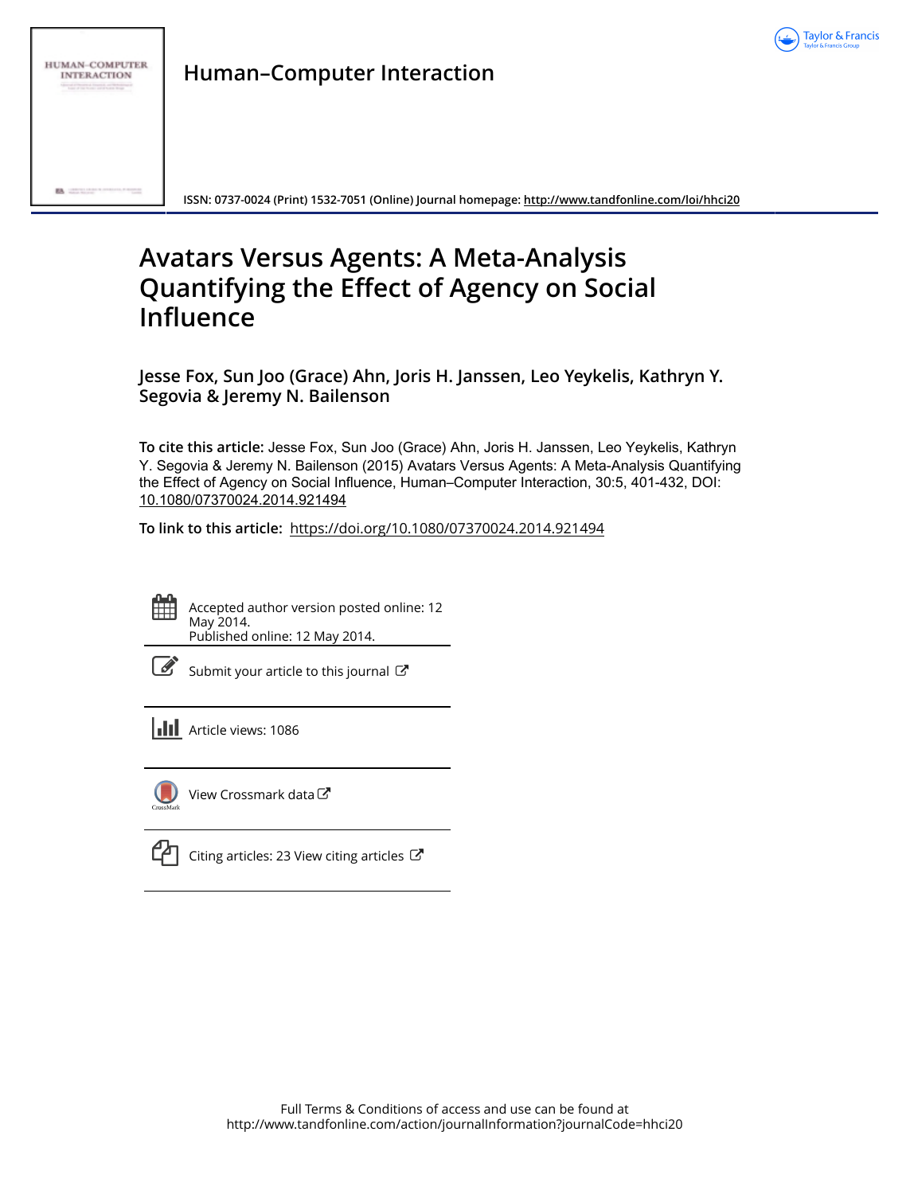# Human–Computer Interaction

ISSN: 0737-0024 (Print) 1532-7051 (Online) Journal homepage: http://www.tandfonline.com/loi/hhci20

# Avatars Versus Agents: A Meta-Analysis Quantifying the Effect of Agency on Social Influence

**Jesse Fox, Sun Joo (Grace) Ahn, Joris H. Janssen, Leo Yeykelis, Kathryn Y. Segovia & Jeremy N. Bailenson**

**To cite this article:** Jesse Fox, Sun Joo (Grace) Ahn, Joris H. Janssen, Leo Yeykelis, Kathryn Y. Segovia & Jeremy N. Bailenson (2015) Avatars Versus Agents: A Meta-Analysis Quantifying the Effect of Agency on Social Influence, Human–Computer Interaction, 30:5, 401-432, DOI: 10.1080/07370024.2014.921494

**To link to this article:** https://doi.org/10.1080/07370024.2014.921494

Accepted author version posted online: 12 May 2014.
Published online: 12 May 2014.

Submit your article to this journal

Article views: 1086

View Crossmark data

Citing articles: 23 View citing articles

Full Terms & Conditions of access and use can be found at
http://www.tandfonline.com/action/journalInformation?journalCode=hhci20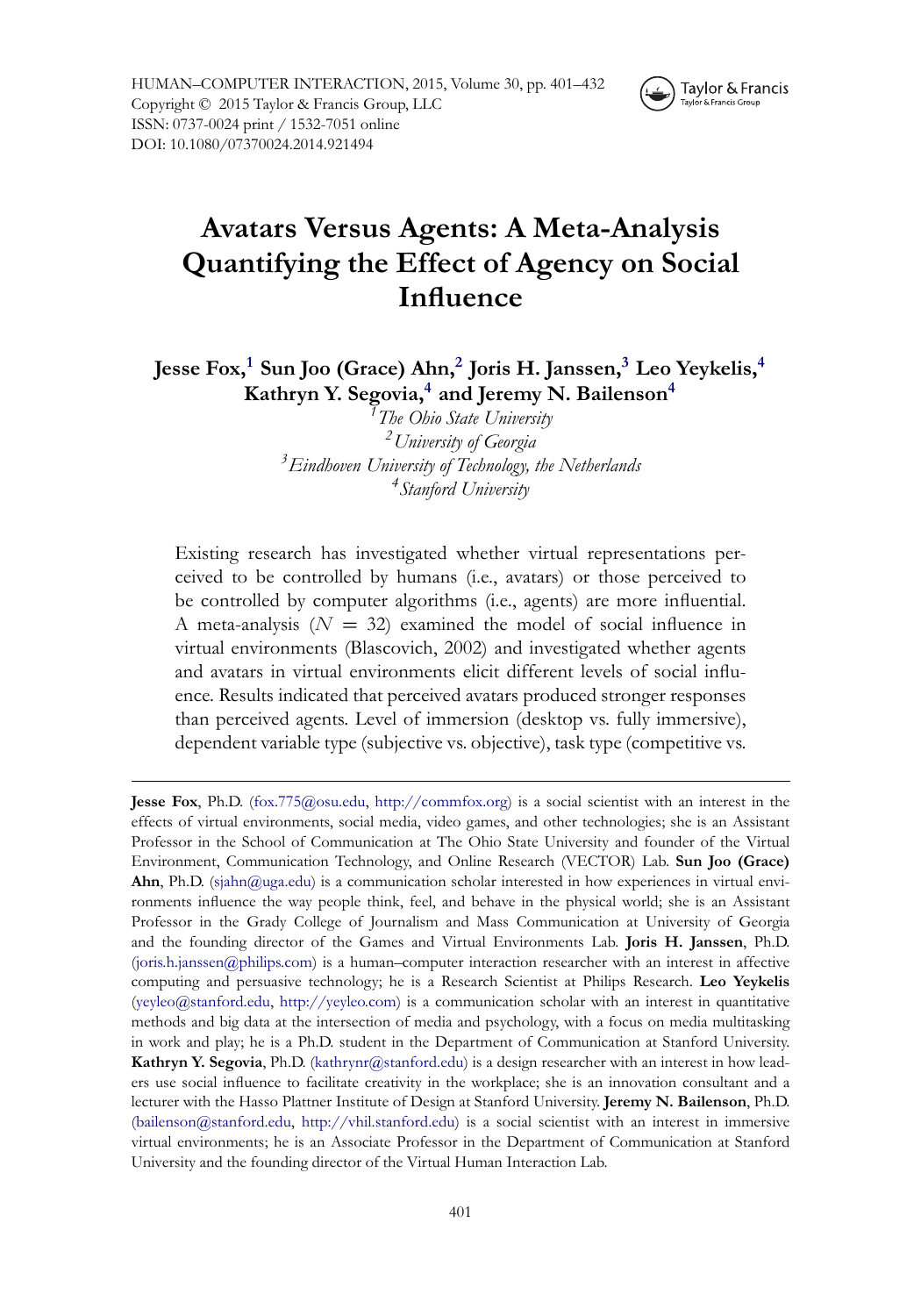# Avatars Versus Agents: A Meta-Analysis Quantifying the Effect of Agency on Social Influence

**Jesse Fox,[1] Sun Joo (Grace) Ahn,[2] Joris H. Janssen,[3] Leo Yeykelis,[4] Kathryn Y. Segovia,[4] and Jeremy N. Bailenson[4]**

*[1]The Ohio State University*
*[2]University of Georgia*
*[3]Eindhoven University of Technology, the Netherlands*
*[4]Stanford University*

Existing research has investigated whether virtual representations perceived to be controlled by humans (i.e., avatars) or those perceived to be controlled by computer algorithms (i.e., agents) are more influential. A meta-analysis ($N = 32$) examined the model of social influence in virtual environments (Blascovich, 2002) and investigated whether agents and avatars in virtual environments elicit different levels of social influence. Results indicated that perceived avatars produced stronger responses than perceived agents. Level of immersion (desktop vs. fully immersive), dependent variable type (subjective vs. objective), task type (competitive vs.

---

**Jesse Fox**, Ph.D. (fox.775@osu.edu, http://commfox.org) is a social scientist with an interest in the effects of virtual environments, social media, video games, and other technologies; she is an Assistant Professor in the School of Communication at The Ohio State University and founder of the Virtual Environment, Communication Technology, and Online Research (VECTOR) Lab. **Sun Joo (Grace) Ahn**, Ph.D. (sjahn@uga.edu) is a communication scholar interested in how experiences in virtual environments influence the way people think, feel, and behave in the physical world; she is an Assistant Professor in the Grady College of Journalism and Mass Communication at University of Georgia and the founding director of the Games and Virtual Environments Lab. **Joris H. Janssen**, Ph.D. (joris.h.janssen@philips.com) is a human–computer interaction researcher with an interest in affective computing and persuasive technology; he is a Research Scientist at Philips Research. **Leo Yeykelis** (yeyleo@stanford.edu, http://yeyleo.com) is a communication scholar with an interest in quantitative methods and big data at the intersection of media and psychology, with a focus on media multitasking in work and play; he is a Ph.D. student in the Department of Communication at Stanford University. **Kathryn Y. Segovia**, Ph.D. (kathrynr@stanford.edu) is a design researcher with an interest in how leaders use social influence to facilitate creativity in the workplace; she is an innovation consultant and a lecturer with the Hasso Plattner Institute of Design at Stanford University. **Jeremy N. Bailenson**, Ph.D. (bailenson@stanford.edu, http://vhil.stanford.edu) is a social scientist with an interest in immersive virtual environments; he is an Associate Professor in the Department of Communication at Stanford University and the founding director of the Virtual Human Interaction Lab.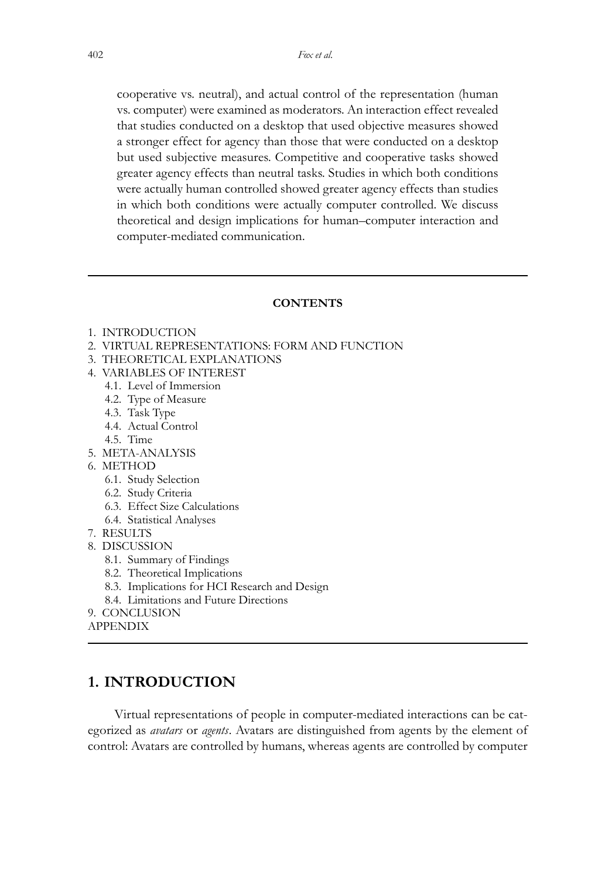cooperative vs. neutral), and actual control of the representation (human vs. computer) were examined as moderators. An interaction effect revealed that studies conducted on a desktop that used objective measures showed a stronger effect for agency than those that were conducted on a desktop but used subjective measures. Competitive and cooperative tasks showed greater agency effects than neutral tasks. Studies in which both conditions were actually human controlled showed greater agency effects than studies in which both conditions were actually computer controlled. We discuss theoretical and design implications for human–computer interaction and computer-mediated communication.

---

**CONTENTS**

1. INTRODUCTION
2. VIRTUAL REPRESENTATIONS: FORM AND FUNCTION
3. THEORETICAL EXPLANATIONS
4. VARIABLES OF INTEREST
   - 4.1. Level of Immersion
   - 4.2. Type of Measure
   - 4.3. Task Type
   - 4.4. Actual Control
   - 4.5. Time
5. META-ANALYSIS
6. METHOD
   - 6.1. Study Selection
   - 6.2. Study Criteria
   - 6.3. Effect Size Calculations
   - 6.4. Statistical Analyses
7. RESULTS
8. DISCUSSION
   - 8.1. Summary of Findings
   - 8.2. Theoretical Implications
   - 8.3. Implications for HCI Research and Design
   - 8.4. Limitations and Future Directions
9. CONCLUSION

APPENDIX

---

## 1. INTRODUCTION

Virtual representations of people in computer-mediated interactions can be categorized as *avatars* or *agents*. Avatars are distinguished from agents by the element of control: Avatars are controlled by humans, whereas agents are controlled by computer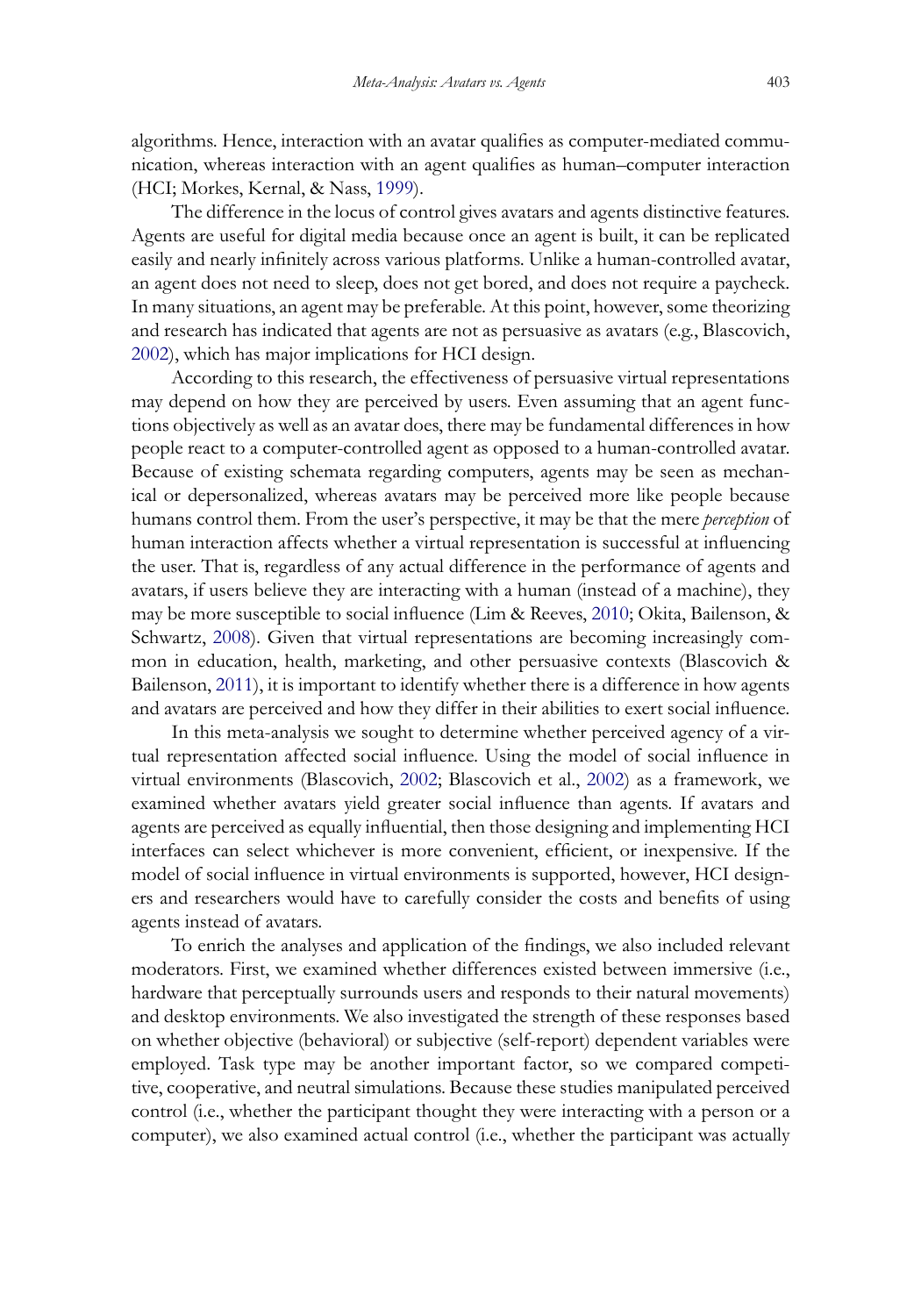algorithms. Hence, interaction with an avatar qualifies as computer-mediated communication, whereas interaction with an agent qualifies as human–computer interaction (HCI; Morkes, Kernal, & Nass, 1999).

The difference in the locus of control gives avatars and agents distinctive features. Agents are useful for digital media because once an agent is built, it can be replicated easily and nearly infinitely across various platforms. Unlike a human-controlled avatar, an agent does not need to sleep, does not get bored, and does not require a paycheck. In many situations, an agent may be preferable. At this point, however, some theorizing and research has indicated that agents are not as persuasive as avatars (e.g., Blascovich, 2002), which has major implications for HCI design.

According to this research, the effectiveness of persuasive virtual representations may depend on how they are perceived by users. Even assuming that an agent functions objectively as well as an avatar does, there may be fundamental differences in how people react to a computer-controlled agent as opposed to a human-controlled avatar. Because of existing schemata regarding computers, agents may be seen as mechanical or depersonalized, whereas avatars may be perceived more like people because humans control them. From the user's perspective, it may be that the mere *perception* of human interaction affects whether a virtual representation is successful at influencing the user. That is, regardless of any actual difference in the performance of agents and avatars, if users believe they are interacting with a human (instead of a machine), they may be more susceptible to social influence (Lim & Reeves, 2010; Okita, Bailenson, & Schwartz, 2008). Given that virtual representations are becoming increasingly common in education, health, marketing, and other persuasive contexts (Blascovich & Bailenson, 2011), it is important to identify whether there is a difference in how agents and avatars are perceived and how they differ in their abilities to exert social influence.

In this meta-analysis we sought to determine whether perceived agency of a virtual representation affected social influence. Using the model of social influence in virtual environments (Blascovich, 2002; Blascovich et al., 2002) as a framework, we examined whether avatars yield greater social influence than agents. If avatars and agents are perceived as equally influential, then those designing and implementing HCI interfaces can select whichever is more convenient, efficient, or inexpensive. If the model of social influence in virtual environments is supported, however, HCI designers and researchers would have to carefully consider the costs and benefits of using agents instead of avatars.

To enrich the analyses and application of the findings, we also included relevant moderators. First, we examined whether differences existed between immersive (i.e., hardware that perceptually surrounds users and responds to their natural movements) and desktop environments. We also investigated the strength of these responses based on whether objective (behavioral) or subjective (self-report) dependent variables were employed. Task type may be another important factor, so we compared competitive, cooperative, and neutral simulations. Because these studies manipulated perceived control (i.e., whether the participant thought they were interacting with a person or a computer), we also examined actual control (i.e., whether the participant was actually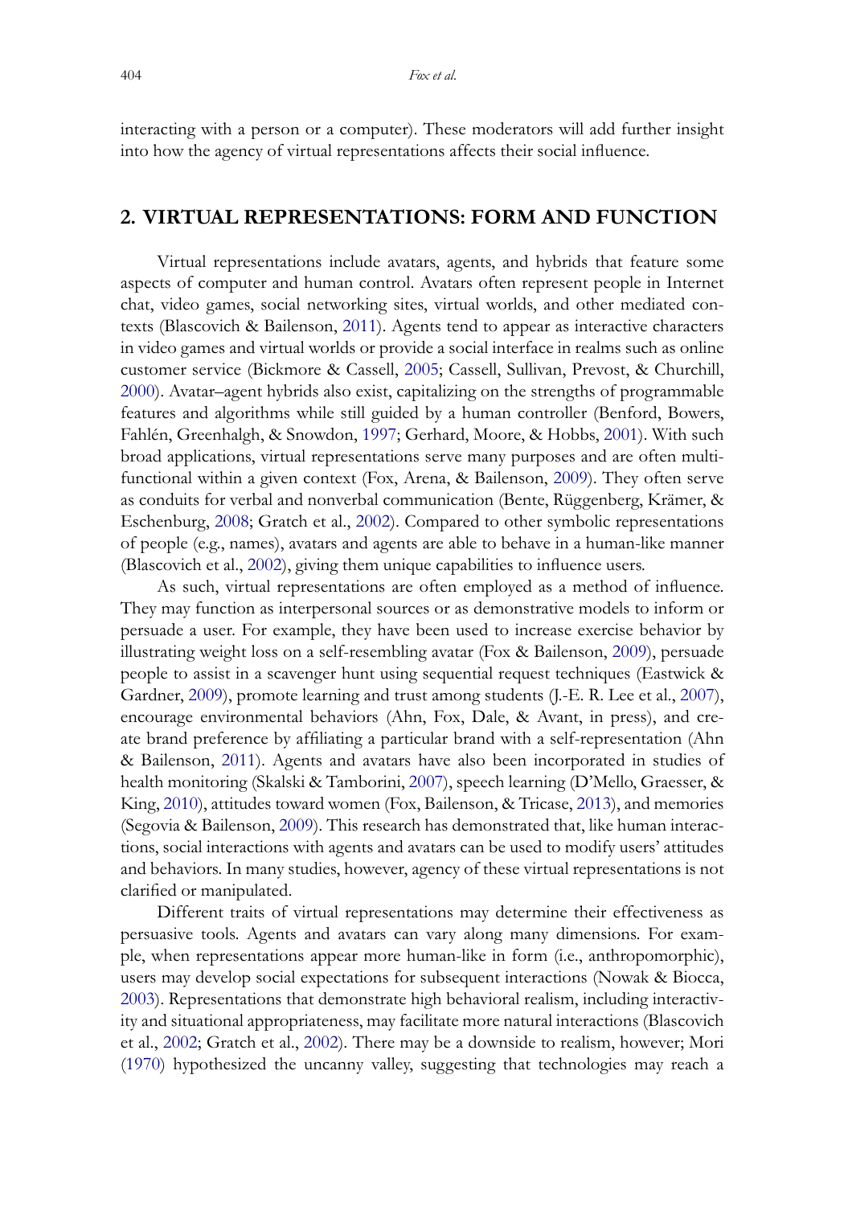interacting with a person or a computer). These moderators will add further insight into how the agency of virtual representations affects their social influence.

## 2. VIRTUAL REPRESENTATIONS: FORM AND FUNCTION

Virtual representations include avatars, agents, and hybrids that feature some aspects of computer and human control. Avatars often represent people in Internet chat, video games, social networking sites, virtual worlds, and other mediated contexts (Blascovich & Bailenson, 2011). Agents tend to appear as interactive characters in video games and virtual worlds or provide a social interface in realms such as online customer service (Bickmore & Cassell, 2005; Cassell, Sullivan, Prevost, & Churchill, 2000). Avatar–agent hybrids also exist, capitalizing on the strengths of programmable features and algorithms while still guided by a human controller (Benford, Bowers, Fahlén, Greenhalgh, & Snowdon, 1997; Gerhard, Moore, & Hobbs, 2001). With such broad applications, virtual representations serve many purposes and are often multifunctional within a given context (Fox, Arena, & Bailenson, 2009). They often serve as conduits for verbal and nonverbal communication (Bente, Rüggenberg, Krämer, & Eschenburg, 2008; Gratch et al., 2002). Compared to other symbolic representations of people (e.g., names), avatars and agents are able to behave in a human-like manner (Blascovich et al., 2002), giving them unique capabilities to influence users.

As such, virtual representations are often employed as a method of influence. They may function as interpersonal sources or as demonstrative models to inform or persuade a user. For example, they have been used to increase exercise behavior by illustrating weight loss on a self-resembling avatar (Fox & Bailenson, 2009), persuade people to assist in a scavenger hunt using sequential request techniques (Eastwick & Gardner, 2009), promote learning and trust among students (J.-E. R. Lee et al., 2007), encourage environmental behaviors (Ahn, Fox, Dale, & Avant, in press), and create brand preference by affiliating a particular brand with a self-representation (Ahn & Bailenson, 2011). Agents and avatars have also been incorporated in studies of health monitoring (Skalski & Tamborini, 2007), speech learning (D'Mello, Graesser, & King, 2010), attitudes toward women (Fox, Bailenson, & Tricase, 2013), and memories (Segovia & Bailenson, 2009). This research has demonstrated that, like human interactions, social interactions with agents and avatars can be used to modify users' attitudes and behaviors. In many studies, however, agency of these virtual representations is not clarified or manipulated.

Different traits of virtual representations may determine their effectiveness as persuasive tools. Agents and avatars can vary along many dimensions. For example, when representations appear more human-like in form (i.e., anthropomorphic), users may develop social expectations for subsequent interactions (Nowak & Biocca, 2003). Representations that demonstrate high behavioral realism, including interactivity and situational appropriateness, may facilitate more natural interactions (Blascovich et al., 2002; Gratch et al., 2002). There may be a downside to realism, however; Mori (1970) hypothesized the uncanny valley, suggesting that technologies may reach a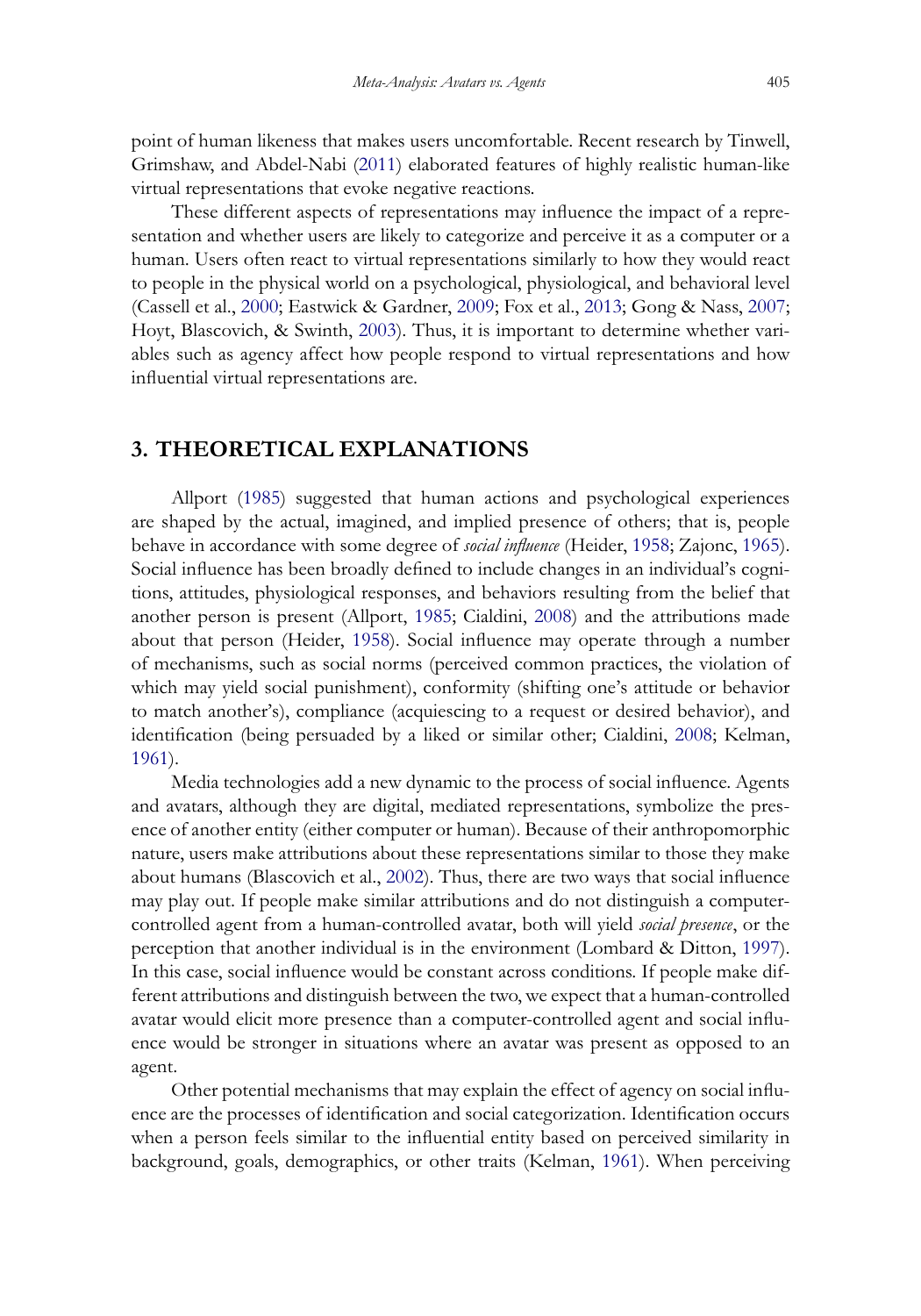point of human likeness that makes users uncomfortable. Recent research by Tinwell, Grimshaw, and Abdel-Nabi (2011) elaborated features of highly realistic human-like virtual representations that evoke negative reactions.

These different aspects of representations may influence the impact of a representation and whether users are likely to categorize and perceive it as a computer or a human. Users often react to virtual representations similarly to how they would react to people in the physical world on a psychological, physiological, and behavioral level (Cassell et al., 2000; Eastwick & Gardner, 2009; Fox et al., 2013; Gong & Nass, 2007; Hoyt, Blascovich, & Swinth, 2003). Thus, it is important to determine whether variables such as agency affect how people respond to virtual representations and how influential virtual representations are.

## 3. THEORETICAL EXPLANATIONS

Allport (1985) suggested that human actions and psychological experiences are shaped by the actual, imagined, and implied presence of others; that is, people behave in accordance with some degree of *social influence* (Heider, 1958; Zajonc, 1965). Social influence has been broadly defined to include changes in an individual's cognitions, attitudes, physiological responses, and behaviors resulting from the belief that another person is present (Allport, 1985; Cialdini, 2008) and the attributions made about that person (Heider, 1958). Social influence may operate through a number of mechanisms, such as social norms (perceived common practices, the violation of which may yield social punishment), conformity (shifting one's attitude or behavior to match another's), compliance (acquiescing to a request or desired behavior), and identification (being persuaded by a liked or similar other; Cialdini, 2008; Kelman, 1961).

Media technologies add a new dynamic to the process of social influence. Agents and avatars, although they are digital, mediated representations, symbolize the presence of another entity (either computer or human). Because of their anthropomorphic nature, users make attributions about these representations similar to those they make about humans (Blascovich et al., 2002). Thus, there are two ways that social influence may play out. If people make similar attributions and do not distinguish a computer-controlled agent from a human-controlled avatar, both will yield *social presence*, or the perception that another individual is in the environment (Lombard & Ditton, 1997). In this case, social influence would be constant across conditions. If people make different attributions and distinguish between the two, we expect that a human-controlled avatar would elicit more presence than a computer-controlled agent and social influence would be stronger in situations where an avatar was present as opposed to an agent.

Other potential mechanisms that may explain the effect of agency on social influence are the processes of identification and social categorization. Identification occurs when a person feels similar to the influential entity based on perceived similarity in background, goals, demographics, or other traits (Kelman, 1961). When perceiving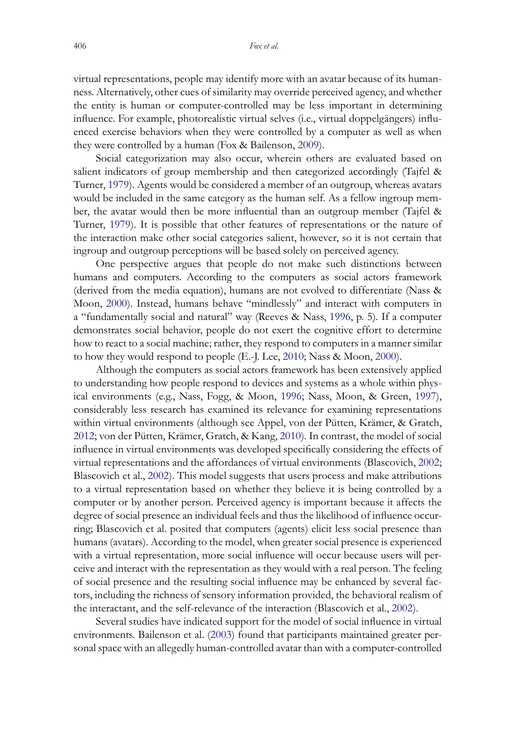virtual representations, people may identify more with an avatar because of its humanness. Alternatively, other cues of similarity may override perceived agency, and whether the entity is human or computer-controlled may be less important in determining influence. For example, photorealistic virtual selves (i.e., virtual doppelgängers) influenced exercise behaviors when they were controlled by a computer as well as when they were controlled by a human (Fox & Bailenson, 2009).

Social categorization may also occur, wherein others are evaluated based on salient indicators of group membership and then categorized accordingly (Tajfel & Turner, 1979). Agents would be considered a member of an outgroup, whereas avatars would be included in the same category as the human self. As a fellow ingroup member, the avatar would then be more influential than an outgroup member (Tajfel & Turner, 1979). It is possible that other features of representations or the nature of the interaction make other social categories salient, however, so it is not certain that ingroup and outgroup perceptions will be based solely on perceived agency.

One perspective argues that people do not make such distinctions between humans and computers. According to the computers as social actors framework (derived from the media equation), humans are not evolved to differentiate (Nass & Moon, 2000). Instead, humans behave "mindlessly" and interact with computers in a "fundamentally social and natural" way (Reeves & Nass, 1996, p. 5). If a computer demonstrates social behavior, people do not exert the cognitive effort to determine how to react to a social machine; rather, they respond to computers in a manner similar to how they would respond to people (E.-J. Lee, 2010; Nass & Moon, 2000).

Although the computers as social actors framework has been extensively applied to understanding how people respond to devices and systems as a whole within physical environments (e.g., Nass, Fogg, & Moon, 1996; Nass, Moon, & Green, 1997), considerably less research has examined its relevance for examining representations within virtual environments (although see Appel, von der Pütten, Krämer, & Gratch, 2012; von der Pütten, Krämer, Gratch, & Kang, 2010). In contrast, the model of social influence in virtual environments was developed specifically considering the effects of virtual representations and the affordances of virtual environments (Blascovich, 2002; Blascovich et al., 2002). This model suggests that users process and make attributions to a virtual representation based on whether they believe it is being controlled by a computer or by another person. Perceived agency is important because it affects the degree of social presence an individual feels and thus the likelihood of influence occurring; Blascovich et al. posited that computers (agents) elicit less social presence than humans (avatars). According to the model, when greater social presence is experienced with a virtual representation, more social influence will occur because users will perceive and interact with the representation as they would with a real person. The feeling of social presence and the resulting social influence may be enhanced by several factors, including the richness of sensory information provided, the behavioral realism of the interactant, and the self-relevance of the interaction (Blascovich et al., 2002).

Several studies have indicated support for the model of social influence in virtual environments. Bailenson et al. (2003) found that participants maintained greater personal space with an allegedly human-controlled avatar than with a computer-controlled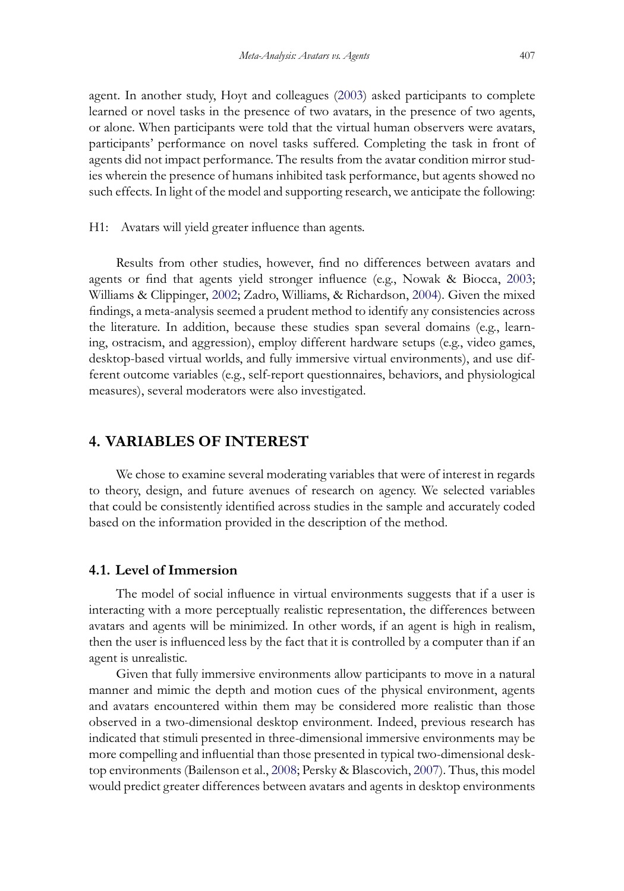agent. In another study, Hoyt and colleagues (2003) asked participants to complete learned or novel tasks in the presence of two avatars, in the presence of two agents, or alone. When participants were told that the virtual human observers were avatars, participants' performance on novel tasks suffered. Completing the task in front of agents did not impact performance. The results from the avatar condition mirror studies wherein the presence of humans inhibited task performance, but agents showed no such effects. In light of the model and supporting research, we anticipate the following:

H1: Avatars will yield greater influence than agents.

Results from other studies, however, find no differences between avatars and agents or find that agents yield stronger influence (e.g., Nowak & Biocca, 2003; Williams & Clippinger, 2002; Zadro, Williams, & Richardson, 2004). Given the mixed findings, a meta-analysis seemed a prudent method to identify any consistencies across the literature. In addition, because these studies span several domains (e.g., learning, ostracism, and aggression), employ different hardware setups (e.g., video games, desktop-based virtual worlds, and fully immersive virtual environments), and use different outcome variables (e.g., self-report questionnaires, behaviors, and physiological measures), several moderators were also investigated.

## 4. VARIABLES OF INTEREST

We chose to examine several moderating variables that were of interest in regards to theory, design, and future avenues of research on agency. We selected variables that could be consistently identified across studies in the sample and accurately coded based on the information provided in the description of the method.

### 4.1. Level of Immersion

The model of social influence in virtual environments suggests that if a user is interacting with a more perceptually realistic representation, the differences between avatars and agents will be minimized. In other words, if an agent is high in realism, then the user is influenced less by the fact that it is controlled by a computer than if an agent is unrealistic.

Given that fully immersive environments allow participants to move in a natural manner and mimic the depth and motion cues of the physical environment, agents and avatars encountered within them may be considered more realistic than those observed in a two-dimensional desktop environment. Indeed, previous research has indicated that stimuli presented in three-dimensional immersive environments may be more compelling and influential than those presented in typical two-dimensional desktop environments (Bailenson et al., 2008; Persky & Blascovich, 2007). Thus, this model would predict greater differences between avatars and agents in desktop environments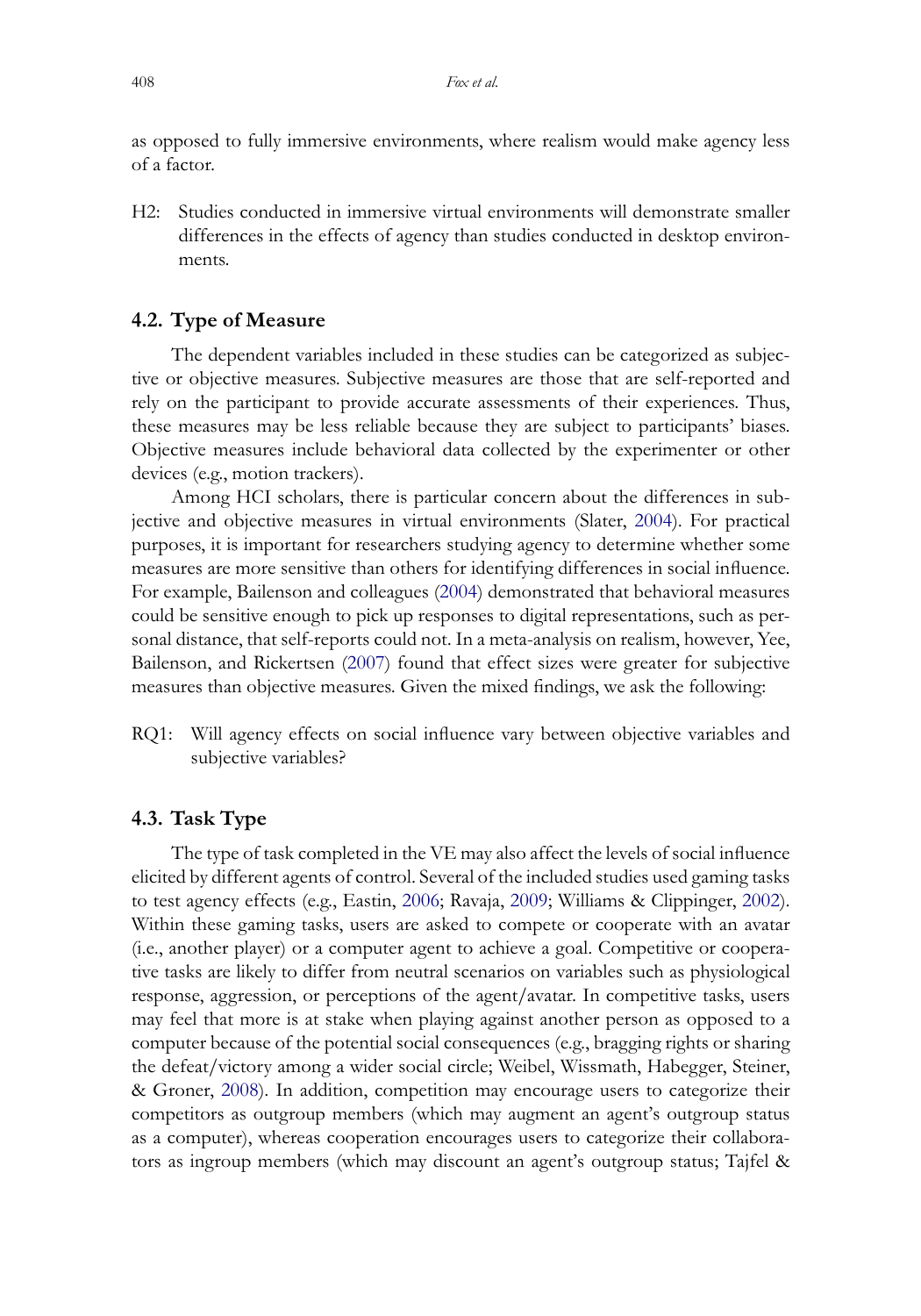as opposed to fully immersive environments, where realism would make agency less of a factor.

H2: Studies conducted in immersive virtual environments will demonstrate smaller differences in the effects of agency than studies conducted in desktop environments.

### 4.2. Type of Measure

The dependent variables included in these studies can be categorized as subjective or objective measures. Subjective measures are those that are self-reported and rely on the participant to provide accurate assessments of their experiences. Thus, these measures may be less reliable because they are subject to participants' biases. Objective measures include behavioral data collected by the experimenter or other devices (e.g., motion trackers).

Among HCI scholars, there is particular concern about the differences in subjective and objective measures in virtual environments (Slater, 2004). For practical purposes, it is important for researchers studying agency to determine whether some measures are more sensitive than others for identifying differences in social influence. For example, Bailenson and colleagues (2004) demonstrated that behavioral measures could be sensitive enough to pick up responses to digital representations, such as personal distance, that self-reports could not. In a meta-analysis on realism, however, Yee, Bailenson, and Rickertsen (2007) found that effect sizes were greater for subjective measures than objective measures. Given the mixed findings, we ask the following:

RQ1: Will agency effects on social influence vary between objective variables and subjective variables?

### 4.3. Task Type

The type of task completed in the VE may also affect the levels of social influence elicited by different agents of control. Several of the included studies used gaming tasks to test agency effects (e.g., Eastin, 2006; Ravaja, 2009; Williams & Clippinger, 2002). Within these gaming tasks, users are asked to compete or cooperate with an avatar (i.e., another player) or a computer agent to achieve a goal. Competitive or cooperative tasks are likely to differ from neutral scenarios on variables such as physiological response, aggression, or perceptions of the agent/avatar. In competitive tasks, users may feel that more is at stake when playing against another person as opposed to a computer because of the potential social consequences (e.g., bragging rights or sharing the defeat/victory among a wider social circle; Weibel, Wissmath, Habegger, Steiner, & Groner, 2008). In addition, competition may encourage users to categorize their competitors as outgroup members (which may augment an agent's outgroup status as a computer), whereas cooperation encourages users to categorize their collaborators as ingroup members (which may discount an agent's outgroup status; Tajfel &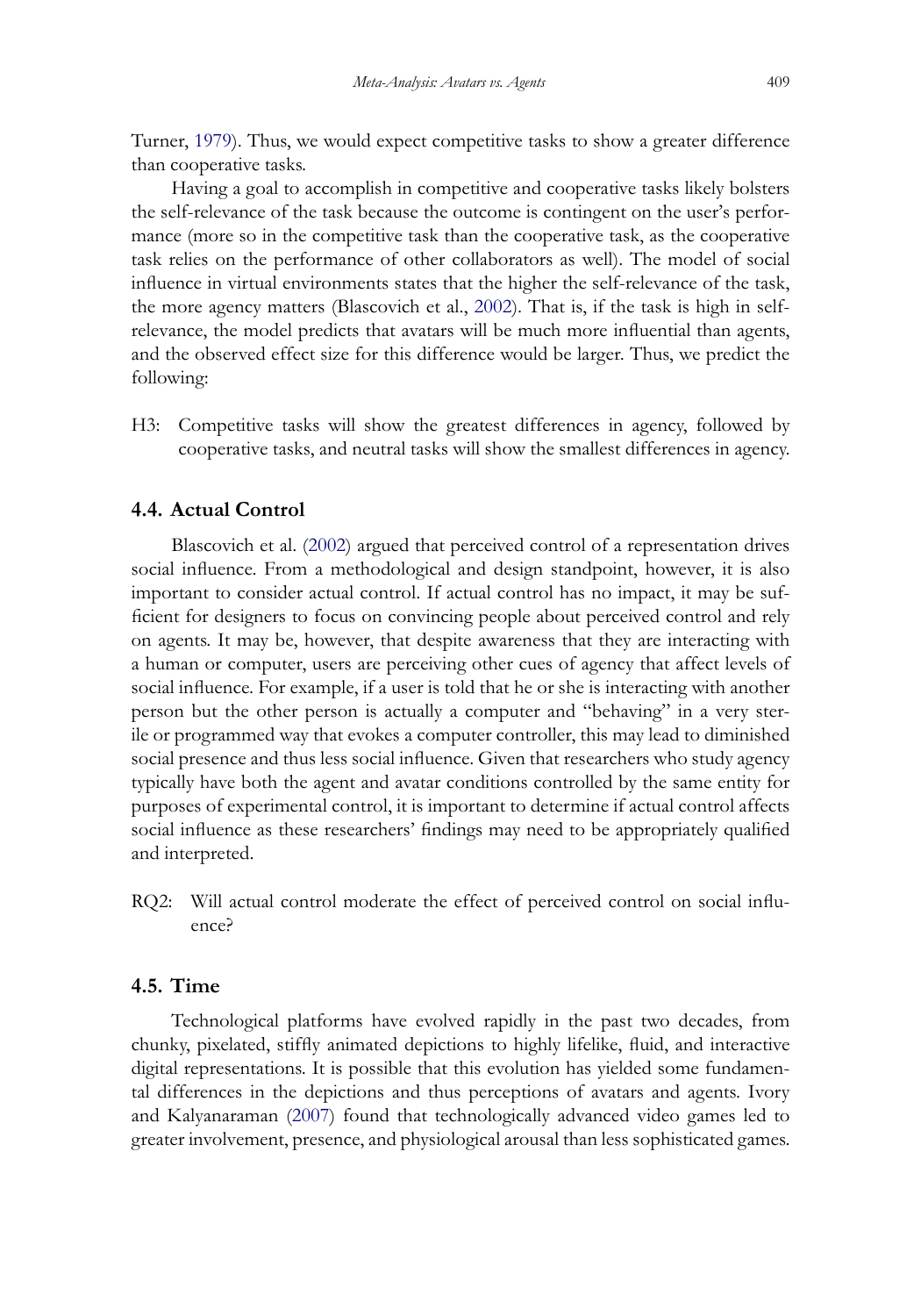Turner, 1979). Thus, we would expect competitive tasks to show a greater difference than cooperative tasks.

Having a goal to accomplish in competitive and cooperative tasks likely bolsters the self-relevance of the task because the outcome is contingent on the user's performance (more so in the competitive task than the cooperative task, as the cooperative task relies on the performance of other collaborators as well). The model of social influence in virtual environments states that the higher the self-relevance of the task, the more agency matters (Blascovich et al., 2002). That is, if the task is high in self-relevance, the model predicts that avatars will be much more influential than agents, and the observed effect size for this difference would be larger. Thus, we predict the following:

H3: Competitive tasks will show the greatest differences in agency, followed by cooperative tasks, and neutral tasks will show the smallest differences in agency.

### 4.4. Actual Control

Blascovich et al. (2002) argued that perceived control of a representation drives social influence. From a methodological and design standpoint, however, it is also important to consider actual control. If actual control has no impact, it may be sufficient for designers to focus on convincing people about perceived control and rely on agents. It may be, however, that despite awareness that they are interacting with a human or computer, users are perceiving other cues of agency that affect levels of social influence. For example, if a user is told that he or she is interacting with another person but the other person is actually a computer and "behaving" in a very sterile or programmed way that evokes a computer controller, this may lead to diminished social presence and thus less social influence. Given that researchers who study agency typically have both the agent and avatar conditions controlled by the same entity for purposes of experimental control, it is important to determine if actual control affects social influence as these researchers' findings may need to be appropriately qualified and interpreted.

RQ2: Will actual control moderate the effect of perceived control on social influence?

### 4.5. Time

Technological platforms have evolved rapidly in the past two decades, from chunky, pixelated, stiffly animated depictions to highly lifelike, fluid, and interactive digital representations. It is possible that this evolution has yielded some fundamental differences in the depictions and thus perceptions of avatars and agents. Ivory and Kalyanaraman (2007) found that technologically advanced video games led to greater involvement, presence, and physiological arousal than less sophisticated games.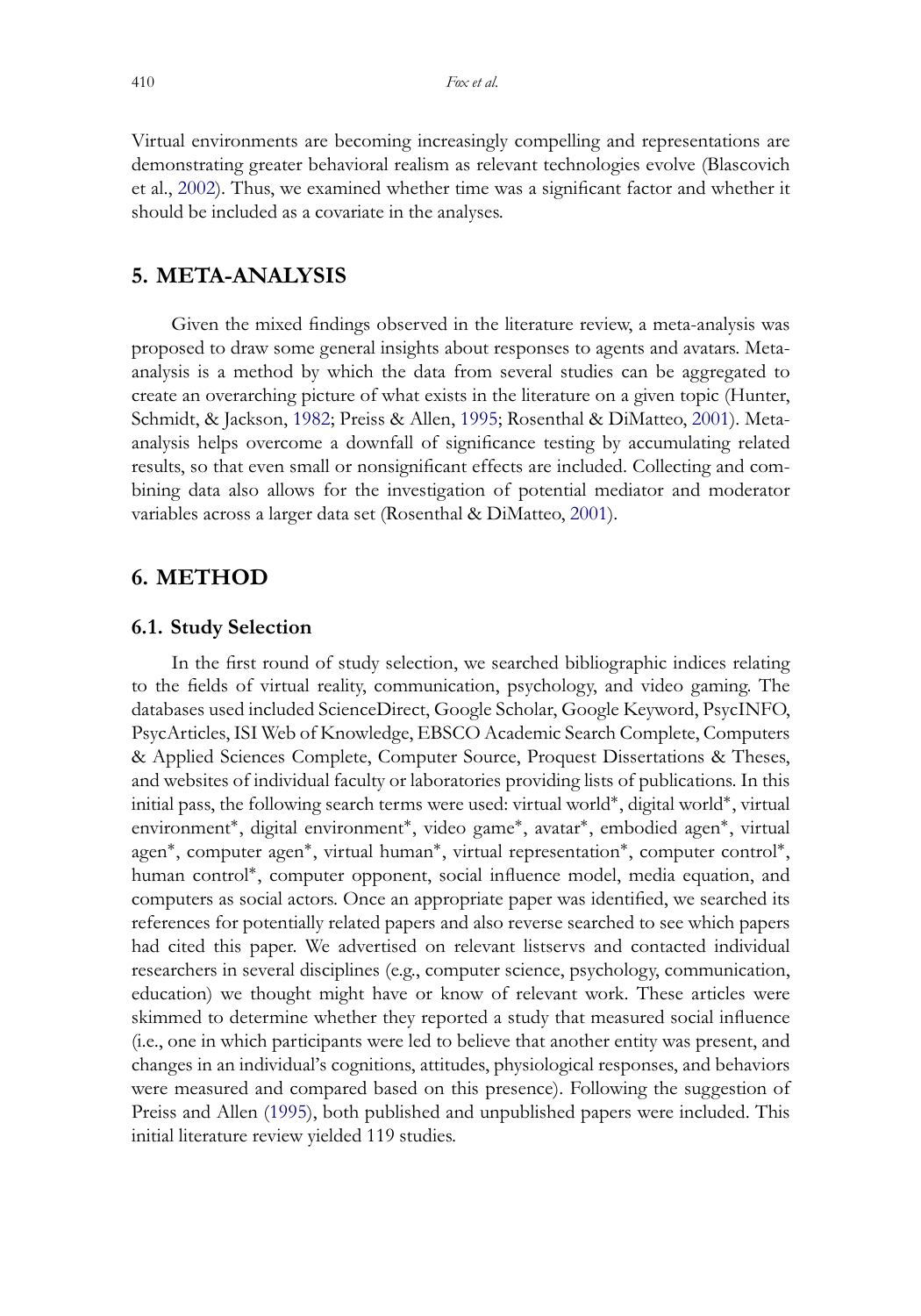Virtual environments are becoming increasingly compelling and representations are demonstrating greater behavioral realism as relevant technologies evolve (Blascovich et al., 2002). Thus, we examined whether time was a significant factor and whether it should be included as a covariate in the analyses.

## 5. META-ANALYSIS

Given the mixed findings observed in the literature review, a meta-analysis was proposed to draw some general insights about responses to agents and avatars. Meta-analysis is a method by which the data from several studies can be aggregated to create an overarching picture of what exists in the literature on a given topic (Hunter, Schmidt, & Jackson, 1982; Preiss & Allen, 1995; Rosenthal & DiMatteo, 2001). Meta-analysis helps overcome a downfall of significance testing by accumulating related results, so that even small or nonsignificant effects are included. Collecting and combining data also allows for the investigation of potential mediator and moderator variables across a larger data set (Rosenthal & DiMatteo, 2001).

## 6. METHOD

### 6.1. Study Selection

In the first round of study selection, we searched bibliographic indices relating to the fields of virtual reality, communication, psychology, and video gaming. The databases used included ScienceDirect, Google Scholar, Google Keyword, PsycINFO, PsycArticles, ISI Web of Knowledge, EBSCO Academic Search Complete, Computers & Applied Sciences Complete, Computer Source, Proquest Dissertations & Theses, and websites of individual faculty or laboratories providing lists of publications. In this initial pass, the following search terms were used: virtual world*, digital world*, virtual environment*, digital environment*, video game*, avatar*, embodied agen*, virtual agen*, computer agen*, virtual human*, virtual representation*, computer control*, human control*, computer opponent, social influence model, media equation, and computers as social actors. Once an appropriate paper was identified, we searched its references for potentially related papers and also reverse searched to see which papers had cited this paper. We advertised on relevant listservs and contacted individual researchers in several disciplines (e.g., computer science, psychology, communication, education) we thought might have or know of relevant work. These articles were skimmed to determine whether they reported a study that measured social influence (i.e., one in which participants were led to believe that another entity was present, and changes in an individual's cognitions, attitudes, physiological responses, and behaviors were measured and compared based on this presence). Following the suggestion of Preiss and Allen (1995), both published and unpublished papers were included. This initial literature review yielded 119 studies.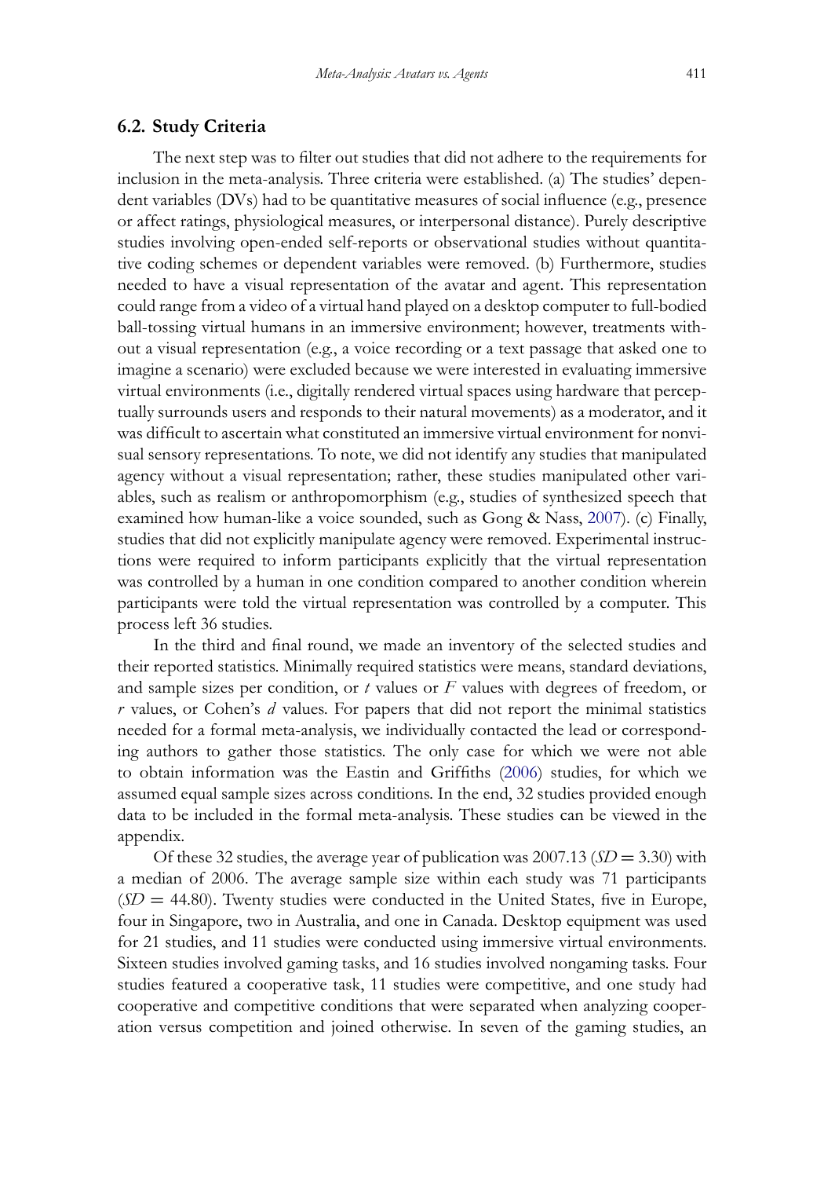## 6.2. Study Criteria

The next step was to filter out studies that did not adhere to the requirements for inclusion in the meta-analysis. Three criteria were established. (a) The studies' dependent variables (DVs) had to be quantitative measures of social influence (e.g., presence or affect ratings, physiological measures, or interpersonal distance). Purely descriptive studies involving open-ended self-reports or observational studies without quantitative coding schemes or dependent variables were removed. (b) Furthermore, studies needed to have a visual representation of the avatar and agent. This representation could range from a video of a virtual hand played on a desktop computer to full-bodied ball-tossing virtual humans in an immersive environment; however, treatments without a visual representation (e.g., a voice recording or a text passage that asked one to imagine a scenario) were excluded because we were interested in evaluating immersive virtual environments (i.e., digitally rendered virtual spaces using hardware that perceptually surrounds users and responds to their natural movements) as a moderator, and it was difficult to ascertain what constituted an immersive virtual environment for nonvisual sensory representations. To note, we did not identify any studies that manipulated agency without a visual representation; rather, these studies manipulated other variables, such as realism or anthropomorphism (e.g., studies of synthesized speech that examined how human-like a voice sounded, such as Gong & Nass, 2007). (c) Finally, studies that did not explicitly manipulate agency were removed. Experimental instructions were required to inform participants explicitly that the virtual representation was controlled by a human in one condition compared to another condition wherein participants were told the virtual representation was controlled by a computer. This process left 36 studies.

In the third and final round, we made an inventory of the selected studies and their reported statistics. Minimally required statistics were means, standard deviations, and sample sizes per condition, or $t$ values or $F$ values with degrees of freedom, or $r$ values, or Cohen's $d$ values. For papers that did not report the minimal statistics needed for a formal meta-analysis, we individually contacted the lead or corresponding authors to gather those statistics. The only case for which we were not able to obtain information was the Eastin and Griffiths (2006) studies, for which we assumed equal sample sizes across conditions. In the end, 32 studies provided enough data to be included in the formal meta-analysis. These studies can be viewed in the appendix.

Of these 32 studies, the average year of publication was 2007.13 ($SD = 3.30$) with a median of 2006. The average sample size within each study was 71 participants ($SD = 44.80$). Twenty studies were conducted in the United States, five in Europe, four in Singapore, two in Australia, and one in Canada. Desktop equipment was used for 21 studies, and 11 studies were conducted using immersive virtual environments. Sixteen studies involved gaming tasks, and 16 studies involved nongaming tasks. Four studies featured a cooperative task, 11 studies were competitive, and one study had cooperative and competitive conditions that were separated when analyzing cooperation versus competition and joined otherwise. In seven of the gaming studies, an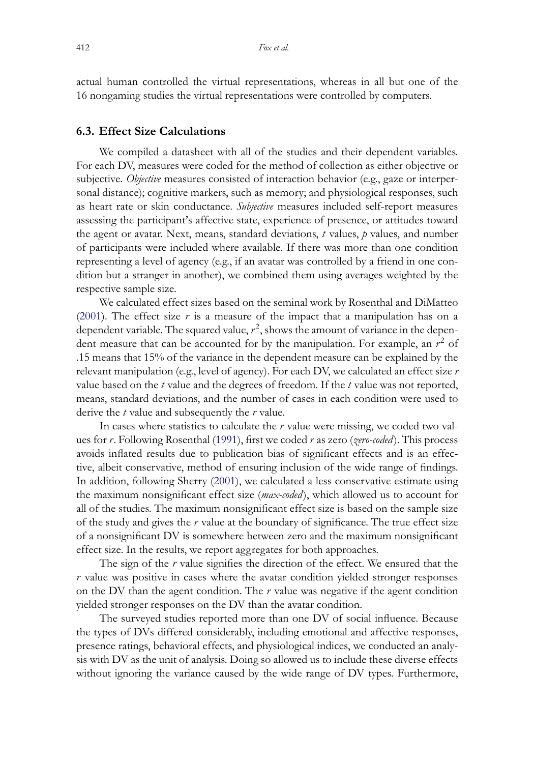actual human controlled the virtual representations, whereas in all but one of the 16 nongaming studies the virtual representations were controlled by computers.

### 6.3. Effect Size Calculations

We compiled a datasheet with all of the studies and their dependent variables. For each DV, measures were coded for the method of collection as either objective or subjective. *Objective* measures consisted of interaction behavior (e.g., gaze or interpersonal distance); cognitive markers, such as memory; and physiological responses, such as heart rate or skin conductance. *Subjective* measures included self-report measures assessing the participant's affective state, experience of presence, or attitudes toward the agent or avatar. Next, means, standard deviations, $t$ values, $p$ values, and number of participants were included where available. If there was more than one condition representing a level of agency (e.g., if an avatar was controlled by a friend in one condition but a stranger in another), we combined them using averages weighted by the respective sample size.

We calculated effect sizes based on the seminal work by Rosenthal and DiMatteo (2001). The effect size $r$ is a measure of the impact that a manipulation has on a dependent variable. The squared value, $r^2$, shows the amount of variance in the dependent measure that can be accounted for by the manipulation. For example, an $r^2$ of .15 means that 15% of the variance in the dependent measure can be explained by the relevant manipulation (e.g., level of agency). For each DV, we calculated an effect size $r$ value based on the $t$ value and the degrees of freedom. If the $t$ value was not reported, means, standard deviations, and the number of cases in each condition were used to derive the $t$ value and subsequently the $r$ value.

In cases where statistics to calculate the $r$ value were missing, we coded two values for $r$. Following Rosenthal (1991), first we coded $r$ as zero (*zero-coded*). This process avoids inflated results due to publication bias of significant effects and is an effective, albeit conservative, method of ensuring inclusion of the wide range of findings. In addition, following Sherry (2001), we calculated a less conservative estimate using the maximum nonsignificant effect size (*max-coded*), which allowed us to account for all of the studies. The maximum nonsignificant effect size is based on the sample size of the study and gives the $r$ value at the boundary of significance. The true effect size of a nonsignificant DV is somewhere between zero and the maximum nonsignificant effect size. In the results, we report aggregates for both approaches.

The sign of the $r$ value signifies the direction of the effect. We ensured that the $r$ value was positive in cases where the avatar condition yielded stronger responses on the DV than the agent condition. The $r$ value was negative if the agent condition yielded stronger responses on the DV than the avatar condition.

The surveyed studies reported more than one DV of social influence. Because the types of DVs differed considerably, including emotional and affective responses, presence ratings, behavioral effects, and physiological indices, we conducted an analysis with DV as the unit of analysis. Doing so allowed us to include these diverse effects without ignoring the variance caused by the wide range of DV types. Furthermore,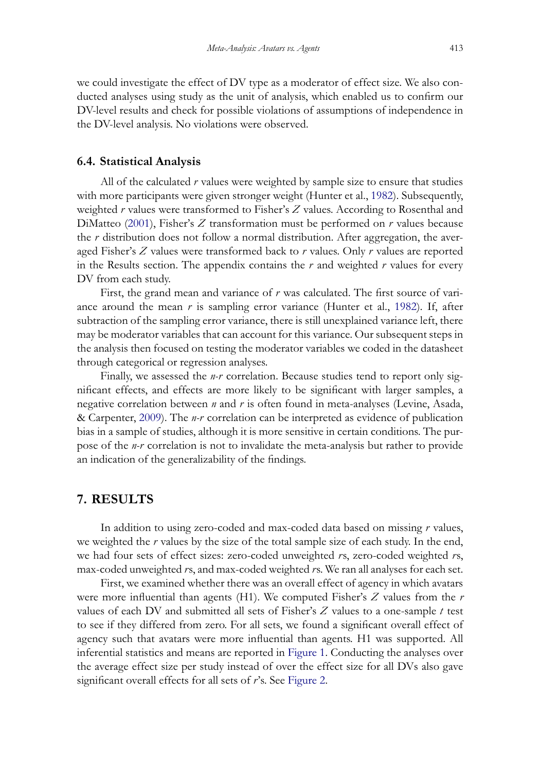we could investigate the effect of DV type as a moderator of effect size. We also conducted analyses using study as the unit of analysis, which enabled us to confirm our DV-level results and check for possible violations of assumptions of independence in the DV-level analysis. No violations were observed.

### 6.4. Statistical Analysis

All of the calculated *r* values were weighted by sample size to ensure that studies with more participants were given stronger weight (Hunter et al., 1982). Subsequently, weighted *r* values were transformed to Fisher's *Z* values. According to Rosenthal and DiMatteo (2001), Fisher's *Z* transformation must be performed on *r* values because the *r* distribution does not follow a normal distribution. After aggregation, the averaged Fisher's *Z* values were transformed back to *r* values. Only *r* values are reported in the Results section. The appendix contains the *r* and weighted *r* values for every DV from each study.

First, the grand mean and variance of *r* was calculated. The first source of variance around the mean *r* is sampling error variance (Hunter et al., 1982). If, after subtraction of the sampling error variance, there is still unexplained variance left, there may be moderator variables that can account for this variance. Our subsequent steps in the analysis then focused on testing the moderator variables we coded in the datasheet through categorical or regression analyses.

Finally, we assessed the *n-r* correlation. Because studies tend to report only significant effects, and effects are more likely to be significant with larger samples, a negative correlation between *n* and *r* is often found in meta-analyses (Levine, Asada, & Carpenter, 2009). The *n-r* correlation can be interpreted as evidence of publication bias in a sample of studies, although it is more sensitive in certain conditions. The purpose of the *n-r* correlation is not to invalidate the meta-analysis but rather to provide an indication of the generalizability of the findings.

## 7. RESULTS

In addition to using zero-coded and max-coded data based on missing *r* values, we weighted the *r* values by the size of the total sample size of each study. In the end, we had four sets of effect sizes: zero-coded unweighted *r*s, zero-coded weighted *r*s, max-coded unweighted *r*s, and max-coded weighted *r*s. We ran all analyses for each set.

First, we examined whether there was an overall effect of agency in which avatars were more influential than agents (H1). We computed Fisher's *Z* values from the *r* values of each DV and submitted all sets of Fisher's *Z* values to a one-sample *t* test to see if they differed from zero. For all sets, we found a significant overall effect of agency such that avatars were more influential than agents. H1 was supported. All inferential statistics and means are reported in Figure 1. Conducting the analyses over the average effect size per study instead of over the effect size for all DVs also gave significant overall effects for all sets of *r*'s. See Figure 2.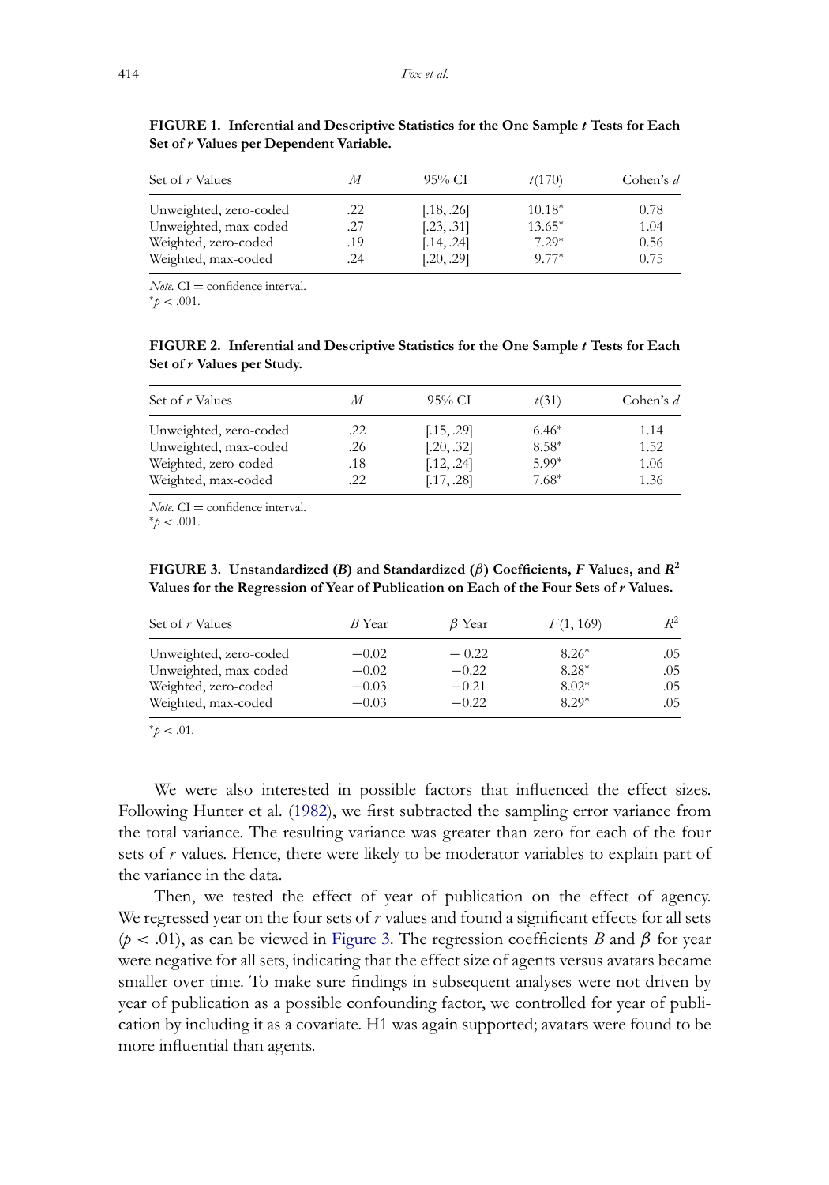**FIGURE 1. Inferential and Descriptive Statistics for the One Sample *t* Tests for Each Set of *r* Values per Dependent Variable.**

| Set of *r* Values | *M* | 95% CI | *t*(170) | Cohen's *d* |
|---|---|---|---|---|
| Unweighted, zero-coded | .22 | [.18, .26] | 10.18* | 0.78 |
| Unweighted, max-coded | .27 | [.23, .31] | 13.65* | 1.04 |
| Weighted, zero-coded | .19 | [.14, .24] | 7.29* | 0.56 |
| Weighted, max-coded | .24 | [.20, .29] | 9.77* | 0.75 |

*Note.* CI = confidence interval.
*$p < .001$.

**FIGURE 2. Inferential and Descriptive Statistics for the One Sample *t* Tests for Each Set of *r* Values per Study.**

| Set of *r* Values | *M* | 95% CI | *t*(31) | Cohen's *d* |
|---|---|---|---|---|
| Unweighted, zero-coded | .22 | [.15, .29] | 6.46* | 1.14 |
| Unweighted, max-coded | .26 | [.20, .32] | 8.58* | 1.52 |
| Weighted, zero-coded | .18 | [.12, .24] | 5.99* | 1.06 |
| Weighted, max-coded | .22 | [.17, .28] | 7.68* | 1.36 |

*Note.* CI = confidence interval.
*$p < .001$.

**FIGURE 3. Unstandardized (*B*) and Standardized ($\beta$) Coefficients, *F* Values, and $R^2$ Values for the Regression of Year of Publication on Each of the Four Sets of *r* Values.**

| Set of *r* Values | *B* Year | $\beta$ Year | *F*(1, 169) | $R^2$ |
|---|---|---|---|---|
| Unweighted, zero-coded | −0.02 | −0.22 | 8.26* | .05 |
| Unweighted, max-coded | −0.02 | −0.22 | 8.28* | .05 |
| Weighted, zero-coded | −0.03 | −0.21 | 8.02* | .05 |
| Weighted, max-coded | −0.03 | −0.22 | 8.29* | .05 |

*$p < .01$.

We were also interested in possible factors that influenced the effect sizes. Following Hunter et al. (1982), we first subtracted the sampling error variance from the total variance. The resulting variance was greater than zero for each of the four sets of *r* values. Hence, there were likely to be moderator variables to explain part of the variance in the data.

Then, we tested the effect of year of publication on the effect of agency. We regressed year on the four sets of *r* values and found a significant effects for all sets ($p < .01$), as can be viewed in Figure 3. The regression coefficients *B* and $\beta$ for year were negative for all sets, indicating that the effect size of agents versus avatars became smaller over time. To make sure findings in subsequent analyses were not driven by year of publication as a possible confounding factor, we controlled for year of publication by including it as a covariate. H1 was again supported; avatars were found to be more influential than agents.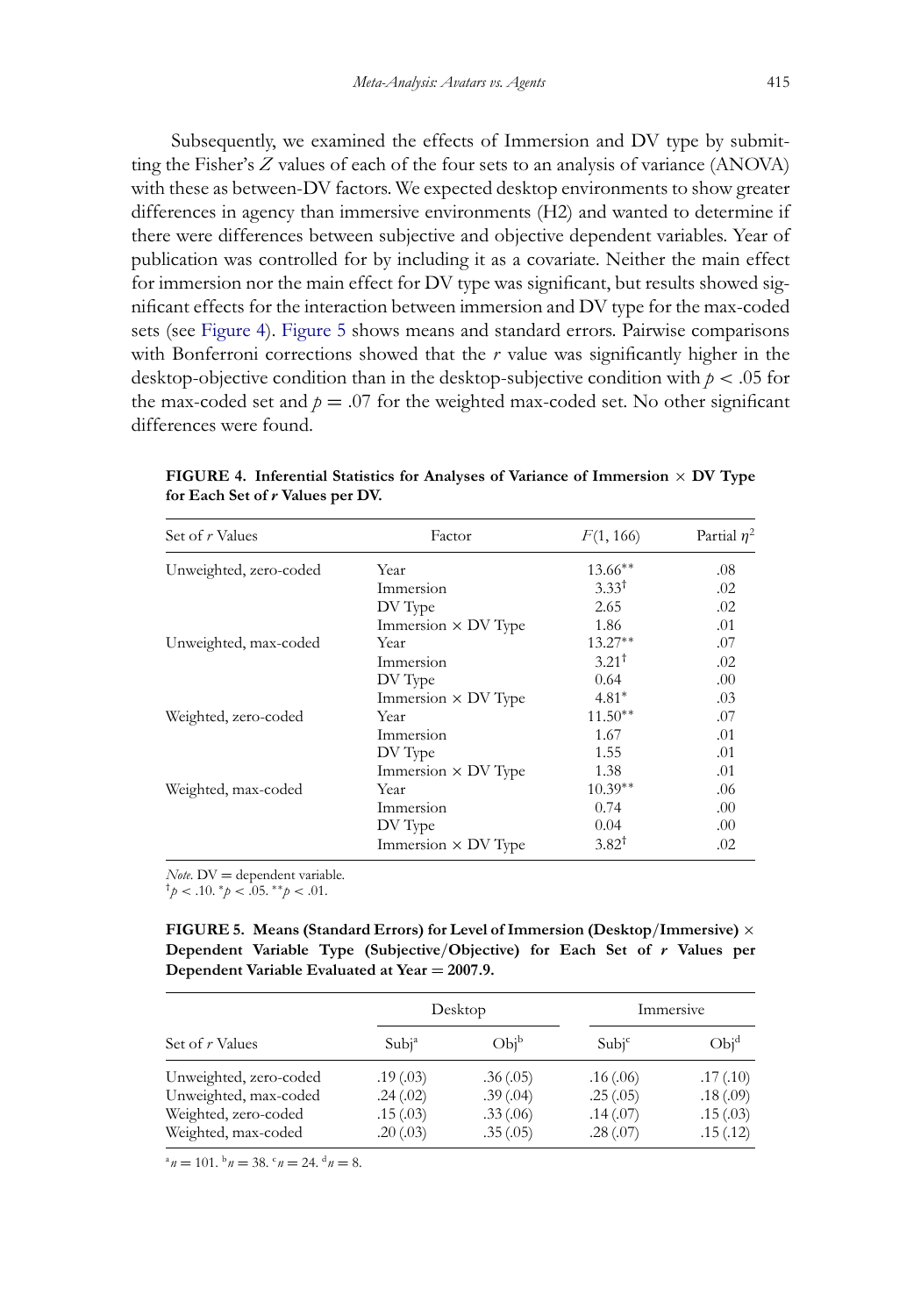Subsequently, we examined the effects of Immersion and DV type by submitting the Fisher's $Z$ values of each of the four sets to an analysis of variance (ANOVA) with these as between-DV factors. We expected desktop environments to show greater differences in agency than immersive environments (H2) and wanted to determine if there were differences between subjective and objective dependent variables. Year of publication was controlled for by including it as a covariate. Neither the main effect for immersion nor the main effect for DV type was significant, but results showed significant effects for the interaction between immersion and DV type for the max-coded sets (see Figure 4). Figure 5 shows means and standard errors. Pairwise comparisons with Bonferroni corrections showed that the $r$ value was significantly higher in the desktop-objective condition than in the desktop-subjective condition with $p < .05$ for the max-coded set and $p = .07$ for the weighted max-coded set. No other significant differences were found.

**FIGURE 4. Inferential Statistics for Analyses of Variance of Immersion × DV Type for Each Set of *r* Values per DV.**

| Set of $r$ Values | Factor | $F(1, 166)$ | Partial $\eta^2$ |
|---|---|---|---|
| Unweighted, zero-coded | Year | 13.66** | .08 |
| | Immersion | 3.33† | .02 |
| | DV Type | 2.65 | .02 |
| | Immersion × DV Type | 1.86 | .01 |
| Unweighted, max-coded | Year | 13.27** | .07 |
| | Immersion | 3.21† | .02 |
| | DV Type | 0.64 | .00 |
| | Immersion × DV Type | 4.81* | .03 |
| Weighted, zero-coded | Year | 11.50** | .07 |
| | Immersion | 1.67 | .01 |
| | DV Type | 1.55 | .01 |
| | Immersion × DV Type | 1.38 | .01 |
| Weighted, max-coded | Year | 10.39** | .06 |
| | Immersion | 0.74 | .00 |
| | DV Type | 0.04 | .00 |
| | Immersion × DV Type | 3.82† | .02 |

*Note.* DV = dependent variable.
†$p < .10$. *$p < .05$. **$p < .01$.

**FIGURE 5. Means (Standard Errors) for Level of Immersion (Desktop/Immersive) × Dependent Variable Type (Subjective/Objective) for Each Set of *r* Values per Dependent Variable Evaluated at Year = 2007.9.**

| | Desktop | | Immersive | |
|---|---|---|---|---|
| Set of $r$ Values | Subj[a] | Obj[b] | Subj[c] | Obj[d] |
| Unweighted, zero-coded | .19 (.03) | .36 (.05) | .16 (.06) | .17 (.10) |
| Unweighted, max-coded | .24 (.02) | .39 (.04) | .25 (.05) | .18 (.09) |
| Weighted, zero-coded | .15 (.03) | .33 (.06) | .14 (.07) | .15 (.03) |
| Weighted, max-coded | .20 (.03) | .35 (.05) | .28 (.07) | .15 (.12) |

[a]$n = 101$. [b]$n = 38$. [c]$n = 24$. [d]$n = 8$.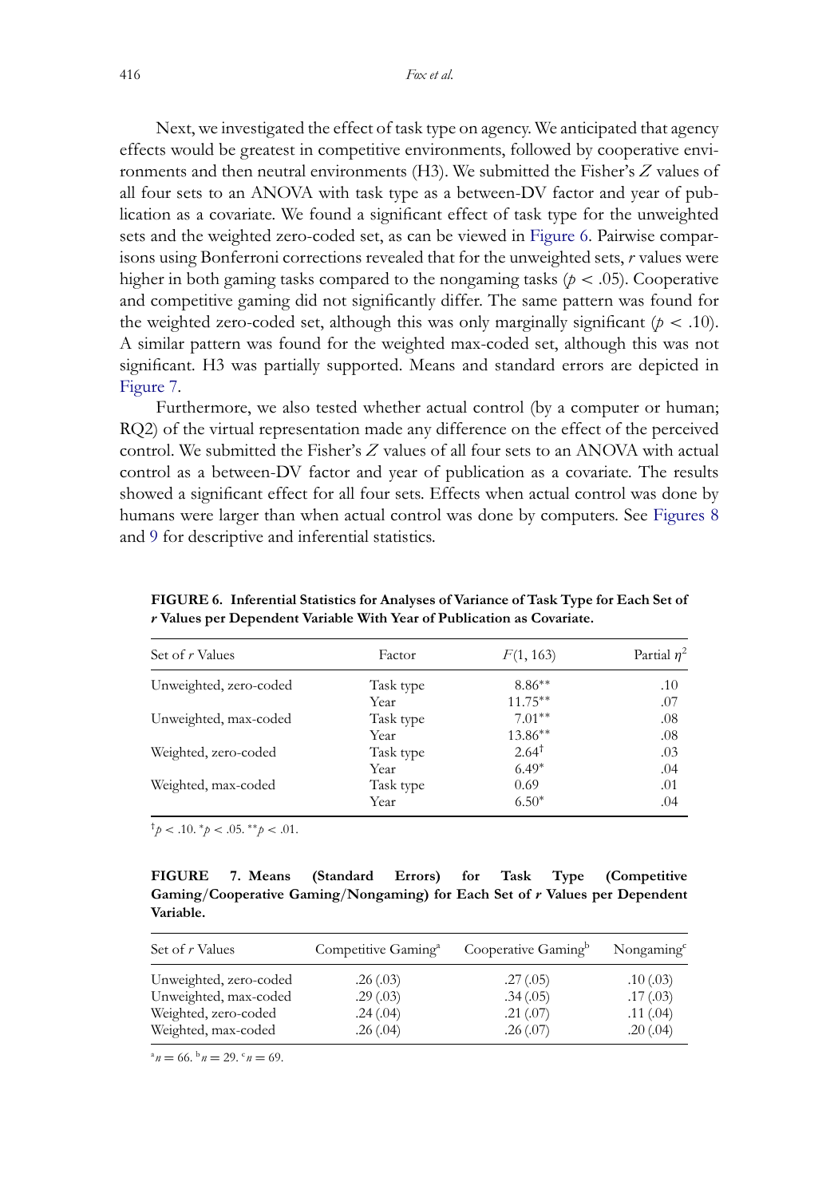Next, we investigated the effect of task type on agency. We anticipated that agency effects would be greatest in competitive environments, followed by cooperative environments and then neutral environments (H3). We submitted the Fisher's $Z$ values of all four sets to an ANOVA with task type as a between-DV factor and year of publication as a covariate. We found a significant effect of task type for the unweighted sets and the weighted zero-coded set, as can be viewed in Figure 6. Pairwise comparisons using Bonferroni corrections revealed that for the unweighted sets, $r$ values were higher in both gaming tasks compared to the nongaming tasks ($p < .05$). Cooperative and competitive gaming did not significantly differ. The same pattern was found for the weighted zero-coded set, although this was only marginally significant ($p < .10$). A similar pattern was found for the weighted max-coded set, although this was not significant. H3 was partially supported. Means and standard errors are depicted in Figure 7.

Furthermore, we also tested whether actual control (by a computer or human; RQ2) of the virtual representation made any difference on the effect of the perceived control. We submitted the Fisher's $Z$ values of all four sets to an ANOVA with actual control as a between-DV factor and year of publication as a covariate. The results showed a significant effect for all four sets. Effects when actual control was done by humans were larger than when actual control was done by computers. See Figures 8 and 9 for descriptive and inferential statistics.

**FIGURE 6. Inferential Statistics for Analyses of Variance of Task Type for Each Set of *r* Values per Dependent Variable With Year of Publication as Covariate.**

| Set of $r$ Values | Factor | $F(1, 163)$ | Partial $\eta^2$ |
|---|---|---|---|
| Unweighted, zero-coded | Task type | 8.86** | .10 |
| | Year | 11.75** | .07 |
| Unweighted, max-coded | Task type | 7.01** | .08 |
| | Year | 13.86** | .08 |
| Weighted, zero-coded | Task type | 2.64† | .03 |
| | Year | 6.49* | .04 |
| Weighted, max-coded | Task type | 0.69 | .01 |
| | Year | 6.50* | .04 |

†$p < .10$. *$p < .05$. **$p < .01$.

**FIGURE 7. Means (Standard Errors) for Task Type (Competitive Gaming/Cooperative Gaming/Nongaming) for Each Set of *r* Values per Dependent Variable.**

| Set of $r$ Values | Competitive Gaming[a] | Cooperative Gaming[b] | Nongaming[c] |
|---|---|---|---|
| Unweighted, zero-coded | .26 (.03) | .27 (.05) | .10 (.03) |
| Unweighted, max-coded | .29 (.03) | .34 (.05) | .17 (.03) |
| Weighted, zero-coded | .24 (.04) | .21 (.07) | .11 (.04) |
| Weighted, max-coded | .26 (.04) | .26 (.07) | .20 (.04) |

[a]$n = 66$. [b]$n = 29$. [c]$n = 69$.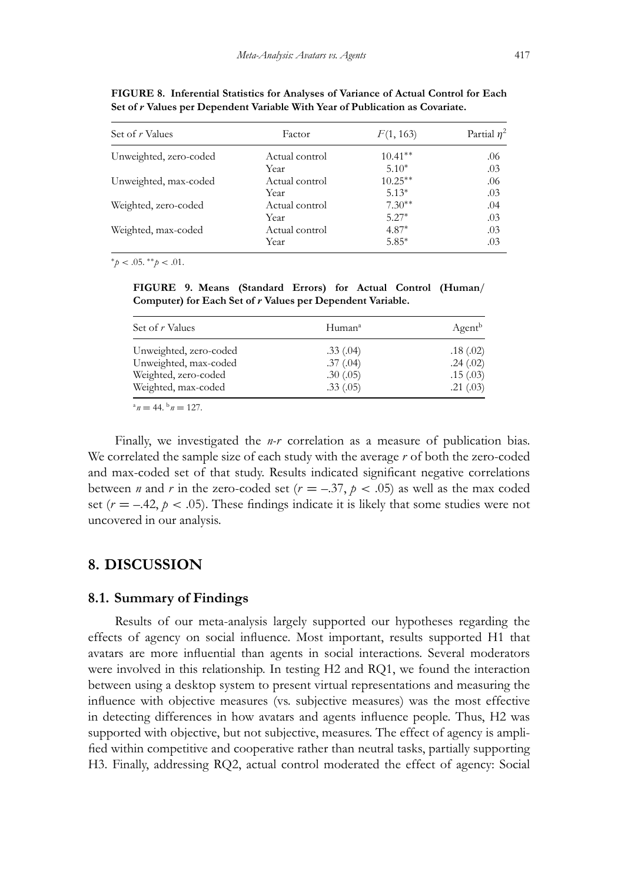**FIGURE 8. Inferential Statistics for Analyses of Variance of Actual Control for Each Set of *r* Values per Dependent Variable With Year of Publication as Covariate.**

| Set of *r* Values | Factor | $F(1, 163)$ | Partial $\eta^2$ |
|---|---|---|---|
| Unweighted, zero-coded | Actual control | 10.41** | .06 |
| | Year | 5.10* | .03 |
| Unweighted, max-coded | Actual control | 10.25** | .06 |
| | Year | 5.13* | .03 |
| Weighted, zero-coded | Actual control | 7.30** | .04 |
| | Year | 5.27* | .03 |
| Weighted, max-coded | Actual control | 4.87* | .03 |
| | Year | 5.85* | .03 |

*$p < .05$. **$p < .01$.

**FIGURE 9. Means (Standard Errors) for Actual Control (Human/Computer) for Each Set of *r* Values per Dependent Variable.**

| Set of *r* Values | Human[a] | Agent[b] |
|---|---|---|
| Unweighted, zero-coded | .33 (.04) | .18 (.02) |
| Unweighted, max-coded | .37 (.04) | .24 (.02) |
| Weighted, zero-coded | .30 (.05) | .15 (.03) |
| Weighted, max-coded | .33 (.05) | .21 (.03) |

[a]$n = 44$. [b]$n = 127$.

Finally, we investigated the *n-r* correlation as a measure of publication bias. We correlated the sample size of each study with the average *r* of both the zero-coded and max-coded set of that study. Results indicated significant negative correlations between *n* and *r* in the zero-coded set ($r = -.37$, $p < .05$) as well as the max coded set ($r = -.42$, $p < .05$). These findings indicate it is likely that some studies were not uncovered in our analysis.

## 8. DISCUSSION

### 8.1. Summary of Findings

Results of our meta-analysis largely supported our hypotheses regarding the effects of agency on social influence. Most important, results supported H1 that avatars are more influential than agents in social interactions. Several moderators were involved in this relationship. In testing H2 and RQ1, we found the interaction between using a desktop system to present virtual representations and measuring the influence with objective measures (vs. subjective measures) was the most effective in detecting differences in how avatars and agents influence people. Thus, H2 was supported with objective, but not subjective, measures. The effect of agency is amplified within competitive and cooperative rather than neutral tasks, partially supporting H3. Finally, addressing RQ2, actual control moderated the effect of agency: Social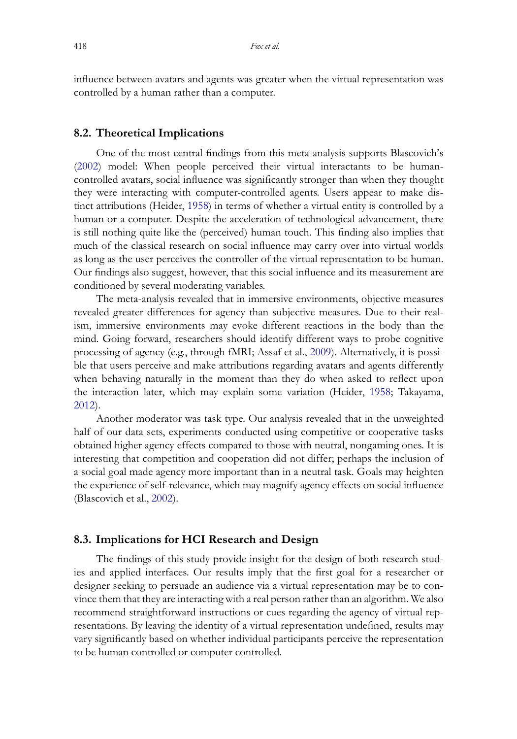influence between avatars and agents was greater when the virtual representation was controlled by a human rather than a computer.

### 8.2. Theoretical Implications

One of the most central findings from this meta-analysis supports Blascovich's (2002) model: When people perceived their virtual interactants to be human-controlled avatars, social influence was significantly stronger than when they thought they were interacting with computer-controlled agents. Users appear to make distinct attributions (Heider, 1958) in terms of whether a virtual entity is controlled by a human or a computer. Despite the acceleration of technological advancement, there is still nothing quite like the (perceived) human touch. This finding also implies that much of the classical research on social influence may carry over into virtual worlds as long as the user perceives the controller of the virtual representation to be human. Our findings also suggest, however, that this social influence and its measurement are conditioned by several moderating variables.

The meta-analysis revealed that in immersive environments, objective measures revealed greater differences for agency than subjective measures. Due to their realism, immersive environments may evoke different reactions in the body than the mind. Going forward, researchers should identify different ways to probe cognitive processing of agency (e.g., through fMRI; Assaf et al., 2009). Alternatively, it is possible that users perceive and make attributions regarding avatars and agents differently when behaving naturally in the moment than they do when asked to reflect upon the interaction later, which may explain some variation (Heider, 1958; Takayama, 2012).

Another moderator was task type. Our analysis revealed that in the unweighted half of our data sets, experiments conducted using competitive or cooperative tasks obtained higher agency effects compared to those with neutral, nongaming ones. It is interesting that competition and cooperation did not differ; perhaps the inclusion of a social goal made agency more important than in a neutral task. Goals may heighten the experience of self-relevance, which may magnify agency effects on social influence (Blascovich et al., 2002).

### 8.3. Implications for HCI Research and Design

The findings of this study provide insight for the design of both research studies and applied interfaces. Our results imply that the first goal for a researcher or designer seeking to persuade an audience via a virtual representation may be to convince them that they are interacting with a real person rather than an algorithm. We also recommend straightforward instructions or cues regarding the agency of virtual representations. By leaving the identity of a virtual representation undefined, results may vary significantly based on whether individual participants perceive the representation to be human controlled or computer controlled.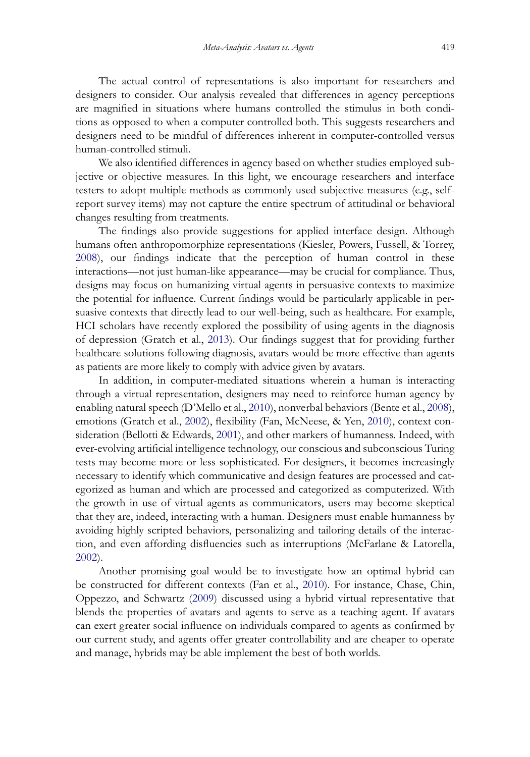The actual control of representations is also important for researchers and designers to consider. Our analysis revealed that differences in agency perceptions are magnified in situations where humans controlled the stimulus in both conditions as opposed to when a computer controlled both. This suggests researchers and designers need to be mindful of differences inherent in computer-controlled versus human-controlled stimuli.

We also identified differences in agency based on whether studies employed subjective or objective measures. In this light, we encourage researchers and interface testers to adopt multiple methods as commonly used subjective measures (e.g., self-report survey items) may not capture the entire spectrum of attitudinal or behavioral changes resulting from treatments.

The findings also provide suggestions for applied interface design. Although humans often anthropomorphize representations (Kiesler, Powers, Fussell, & Torrey, 2008), our findings indicate that the perception of human control in these interactions—not just human-like appearance—may be crucial for compliance. Thus, designs may focus on humanizing virtual agents in persuasive contexts to maximize the potential for influence. Current findings would be particularly applicable in persuasive contexts that directly lead to our well-being, such as healthcare. For example, HCI scholars have recently explored the possibility of using agents in the diagnosis of depression (Gratch et al., 2013). Our findings suggest that for providing further healthcare solutions following diagnosis, avatars would be more effective than agents as patients are more likely to comply with advice given by avatars.

In addition, in computer-mediated situations wherein a human is interacting through a virtual representation, designers may need to reinforce human agency by enabling natural speech (D'Mello et al., 2010), nonverbal behaviors (Bente et al., 2008), emotions (Gratch et al., 2002), flexibility (Fan, McNeese, & Yen, 2010), context consideration (Bellotti & Edwards, 2001), and other markers of humanness. Indeed, with ever-evolving artificial intelligence technology, our conscious and subconscious Turing tests may become more or less sophisticated. For designers, it becomes increasingly necessary to identify which communicative and design features are processed and categorized as human and which are processed and categorized as computerized. With the growth in use of virtual agents as communicators, users may become skeptical that they are, indeed, interacting with a human. Designers must enable humanness by avoiding highly scripted behaviors, personalizing and tailoring details of the interaction, and even affording disfluencies such as interruptions (McFarlane & Latorella, 2002).

Another promising goal would be to investigate how an optimal hybrid can be constructed for different contexts (Fan et al., 2010). For instance, Chase, Chin, Oppezzo, and Schwartz (2009) discussed using a hybrid virtual representative that blends the properties of avatars and agents to serve as a teaching agent. If avatars can exert greater social influence on individuals compared to agents as confirmed by our current study, and agents offer greater controllability and are cheaper to operate and manage, hybrids may be able implement the best of both worlds.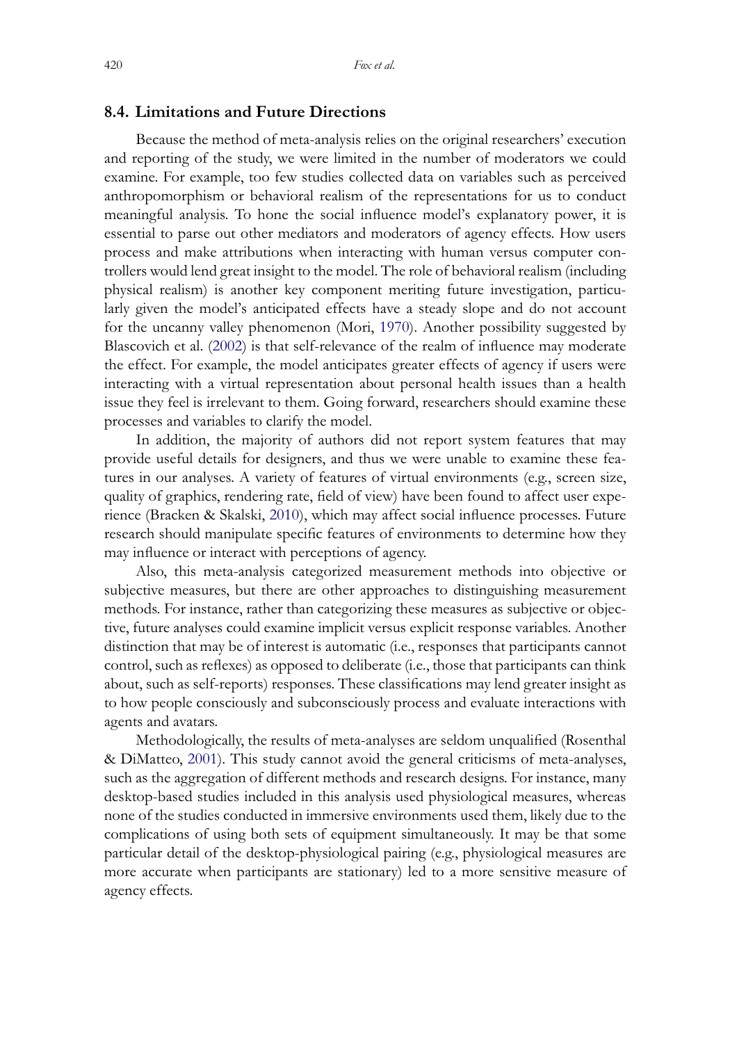### 8.4. Limitations and Future Directions

Because the method of meta-analysis relies on the original researchers' execution and reporting of the study, we were limited in the number of moderators we could examine. For example, too few studies collected data on variables such as perceived anthropomorphism or behavioral realism of the representations for us to conduct meaningful analysis. To hone the social influence model's explanatory power, it is essential to parse out other mediators and moderators of agency effects. How users process and make attributions when interacting with human versus computer controllers would lend great insight to the model. The role of behavioral realism (including physical realism) is another key component meriting future investigation, particularly given the model's anticipated effects have a steady slope and do not account for the uncanny valley phenomenon (Mori, 1970). Another possibility suggested by Blascovich et al. (2002) is that self-relevance of the realm of influence may moderate the effect. For example, the model anticipates greater effects of agency if users were interacting with a virtual representation about personal health issues than a health issue they feel is irrelevant to them. Going forward, researchers should examine these processes and variables to clarify the model.

In addition, the majority of authors did not report system features that may provide useful details for designers, and thus we were unable to examine these features in our analyses. A variety of features of virtual environments (e.g., screen size, quality of graphics, rendering rate, field of view) have been found to affect user experience (Bracken & Skalski, 2010), which may affect social influence processes. Future research should manipulate specific features of environments to determine how they may influence or interact with perceptions of agency.

Also, this meta-analysis categorized measurement methods into objective or subjective measures, but there are other approaches to distinguishing measurement methods. For instance, rather than categorizing these measures as subjective or objective, future analyses could examine implicit versus explicit response variables. Another distinction that may be of interest is automatic (i.e., responses that participants cannot control, such as reflexes) as opposed to deliberate (i.e., those that participants can think about, such as self-reports) responses. These classifications may lend greater insight as to how people consciously and subconsciously process and evaluate interactions with agents and avatars.

Methodologically, the results of meta-analyses are seldom unqualified (Rosenthal & DiMatteo, 2001). This study cannot avoid the general criticisms of meta-analyses, such as the aggregation of different methods and research designs. For instance, many desktop-based studies included in this analysis used physiological measures, whereas none of the studies conducted in immersive environments used them, likely due to the complications of using both sets of equipment simultaneously. It may be that some particular detail of the desktop-physiological pairing (e.g., physiological measures are more accurate when participants are stationary) led to a more sensitive measure of agency effects.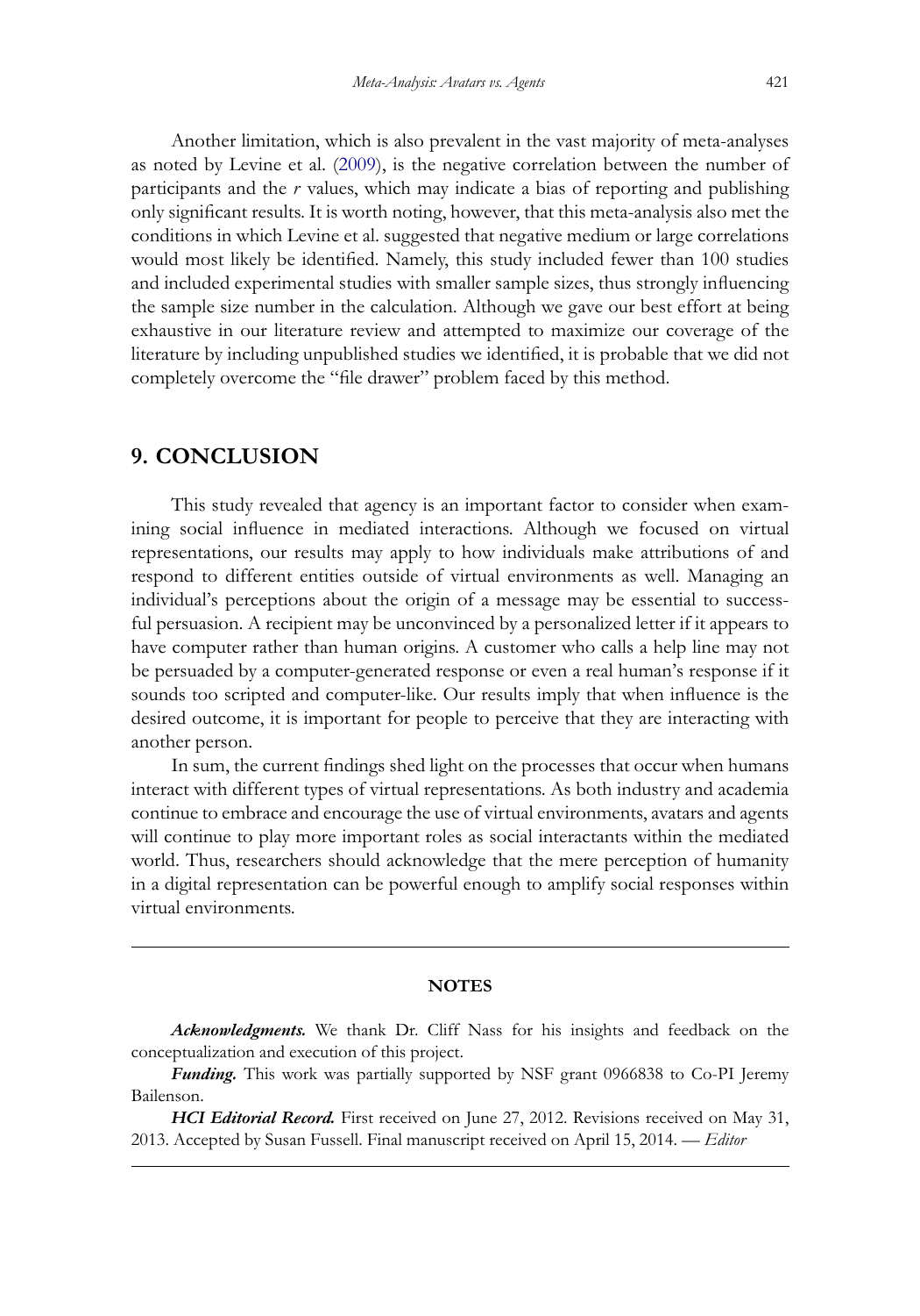Another limitation, which is also prevalent in the vast majority of meta-analyses as noted by Levine et al. (2009), is the negative correlation between the number of participants and the *r* values, which may indicate a bias of reporting and publishing only significant results. It is worth noting, however, that this meta-analysis also met the conditions in which Levine et al. suggested that negative medium or large correlations would most likely be identified. Namely, this study included fewer than 100 studies and included experimental studies with smaller sample sizes, thus strongly influencing the sample size number in the calculation. Although we gave our best effort at being exhaustive in our literature review and attempted to maximize our coverage of the literature by including unpublished studies we identified, it is probable that we did not completely overcome the "file drawer" problem faced by this method.

## 9. CONCLUSION

This study revealed that agency is an important factor to consider when examining social influence in mediated interactions. Although we focused on virtual representations, our results may apply to how individuals make attributions of and respond to different entities outside of virtual environments as well. Managing an individual's perceptions about the origin of a message may be essential to successful persuasion. A recipient may be unconvinced by a personalized letter if it appears to have computer rather than human origins. A customer who calls a help line may not be persuaded by a computer-generated response or even a real human's response if it sounds too scripted and computer-like. Our results imply that when influence is the desired outcome, it is important for people to perceive that they are interacting with another person.

In sum, the current findings shed light on the processes that occur when humans interact with different types of virtual representations. As both industry and academia continue to embrace and encourage the use of virtual environments, avatars and agents will continue to play more important roles as social interactants within the mediated world. Thus, researchers should acknowledge that the mere perception of humanity in a digital representation can be powerful enough to amplify social responses within virtual environments.

---

### NOTES

***Acknowledgments.*** We thank Dr. Cliff Nass for his insights and feedback on the conceptualization and execution of this project.

***Funding.*** This work was partially supported by NSF grant 0966838 to Co-PI Jeremy Bailenson.

***HCI Editorial Record.*** First received on June 27, 2012. Revisions received on May 31, 2013. Accepted by Susan Fussell. Final manuscript received on April 15, 2014. — *Editor*

---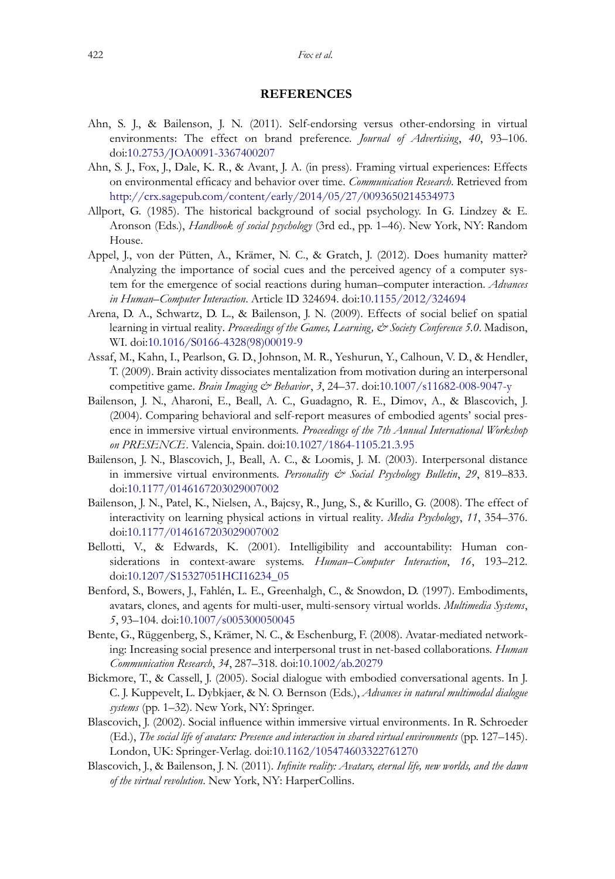## REFERENCES

Ahn, S. J., & Bailenson, J. N. (2011). Self-endorsing versus other-endorsing in virtual environments: The effect on brand preference. *Journal of Advertising*, *40*, 93–106. doi:10.2753/JOA0091-3367400207

Ahn, S. J., Fox, J., Dale, K. R., & Avant, J. A. (in press). Framing virtual experiences: Effects on environmental efficacy and behavior over time. *Communication Research*. Retrieved from http://crx.sagepub.com/content/early/2014/05/27/0093650214534973

Allport, G. (1985). The historical background of social psychology. In G. Lindzey & E. Aronson (Eds.), *Handbook of social psychology* (3rd ed., pp. 1–46). New York, NY: Random House.

Appel, J., von der Pütten, A., Krämer, N. C., & Gratch, J. (2012). Does humanity matter? Analyzing the importance of social cues and the perceived agency of a computer system for the emergence of social reactions during human–computer interaction. *Advances in Human–Computer Interaction*. Article ID 324694. doi:10.1155/2012/324694

Arena, D. A., Schwartz, D. L., & Bailenson, J. N. (2009). Effects of social belief on spatial learning in virtual reality. *Proceedings of the Games, Learning, & Society Conference 5.0*. Madison, WI. doi:10.1016/S0166-4328(98)00019-9

Assaf, M., Kahn, I., Pearlson, G. D., Johnson, M. R., Yeshurun, Y., Calhoun, V. D., & Hendler, T. (2009). Brain activity dissociates mentalization from motivation during an interpersonal competitive game. *Brain Imaging & Behavior*, *3*, 24–37. doi:10.1007/s11682-008-9047-y

Bailenson, J. N., Aharoni, E., Beall, A. C., Guadagno, R. E., Dimov, A., & Blascovich, J. (2004). Comparing behavioral and self-report measures of embodied agents' social presence in immersive virtual environments. *Proceedings of the 7th Annual International Workshop on PRESENCE*. Valencia, Spain. doi:10.1027/1864-1105.21.3.95

Bailenson, J. N., Blascovich, J., Beall, A. C., & Loomis, J. M. (2003). Interpersonal distance in immersive virtual environments. *Personality & Social Psychology Bulletin*, *29*, 819–833. doi:10.1177/0146167203029007002

Bailenson, J. N., Patel, K., Nielsen, A., Bajcsy, R., Jung, S., & Kurillo, G. (2008). The effect of interactivity on learning physical actions in virtual reality. *Media Psychology*, *11*, 354–376. doi:10.1177/0146167203029007002

Bellotti, V., & Edwards, K. (2001). Intelligibility and accountability: Human considerations in context-aware systems. *Human–Computer Interaction*, *16*, 193–212. doi:10.1207/S15327051HCI16234_05

Benford, S., Bowers, J., Fahlén, L. E., Greenhalgh, C., & Snowdon, D. (1997). Embodiments, avatars, clones, and agents for multi-user, multi-sensory virtual worlds. *Multimedia Systems*, *5*, 93–104. doi:10.1007/s005300050045

Bente, G., Rüggenberg, S., Krämer, N. C., & Eschenburg, F. (2008). Avatar-mediated networking: Increasing social presence and interpersonal trust in net-based collaborations. *Human Communication Research*, *34*, 287–318. doi:10.1002/ab.20279

Bickmore, T., & Cassell, J. (2005). Social dialogue with embodied conversational agents. In J. C. J. Kuppevelt, L. Dybkjaer, & N. O. Bernson (Eds.), *Advances in natural multimodal dialogue systems* (pp. 1–32). New York, NY: Springer.

Blascovich, J. (2002). Social influence within immersive virtual environments. In R. Schroeder (Ed.), *The social life of avatars: Presence and interaction in shared virtual environments* (pp. 127–145). London, UK: Springer-Verlag. doi:10.1162/105474603322761270

Blascovich, J., & Bailenson, J. N. (2011). *Infinite reality: Avatars, eternal life, new worlds, and the dawn of the virtual revolution*. New York, NY: HarperCollins.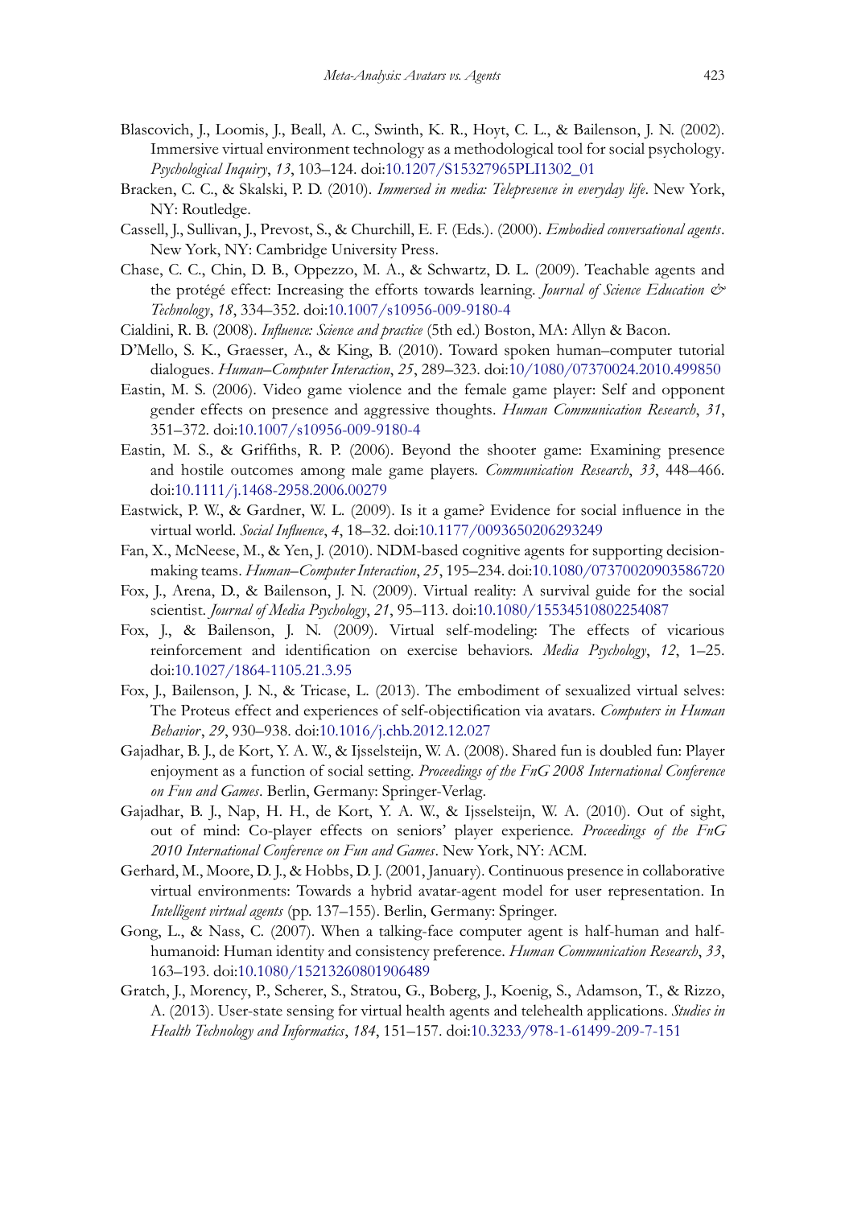Blascovich, J., Loomis, J., Beall, A. C., Swinth, K. R., Hoyt, C. L., & Bailenson, J. N. (2002). Immersive virtual environment technology as a methodological tool for social psychology. *Psychological Inquiry*, *13*, 103–124. doi:10.1207/S15327965PLI1302_01

Bracken, C. C., & Skalski, P. D. (2010). *Immersed in media: Telepresence in everyday life*. New York, NY: Routledge.

Cassell, J., Sullivan, J., Prevost, S., & Churchill, E. F. (Eds.). (2000). *Embodied conversational agents*. New York, NY: Cambridge University Press.

Chase, C. C., Chin, D. B., Oppezzo, M. A., & Schwartz, D. L. (2009). Teachable agents and the protégé effect: Increasing the efforts towards learning. *Journal of Science Education & Technology*, *18*, 334–352. doi:10.1007/s10956-009-9180-4

Cialdini, R. B. (2008). *Influence: Science and practice* (5th ed.) Boston, MA: Allyn & Bacon.

D'Mello, S. K., Graesser, A., & King, B. (2010). Toward spoken human–computer tutorial dialogues. *Human–Computer Interaction*, *25*, 289–323. doi:10/1080/07370024.2010.499850

Eastin, M. S. (2006). Video game violence and the female game player: Self and opponent gender effects on presence and aggressive thoughts. *Human Communication Research*, *31*, 351–372. doi:10.1007/s10956-009-9180-4

Eastin, M. S., & Griffiths, R. P. (2006). Beyond the shooter game: Examining presence and hostile outcomes among male game players. *Communication Research*, *33*, 448–466. doi:10.1111/j.1468-2958.2006.00279

Eastwick, P. W., & Gardner, W. L. (2009). Is it a game? Evidence for social influence in the virtual world. *Social Influence*, *4*, 18–32. doi:10.1177/0093650206293249

Fan, X., McNeese, M., & Yen, J. (2010). NDM-based cognitive agents for supporting decision-making teams. *Human–Computer Interaction*, *25*, 195–234. doi:10.1080/07370020903586720

Fox, J., Arena, D., & Bailenson, J. N. (2009). Virtual reality: A survival guide for the social scientist. *Journal of Media Psychology*, *21*, 95–113. doi:10.1080/15534510802254087

Fox, J., & Bailenson, J. N. (2009). Virtual self-modeling: The effects of vicarious reinforcement and identification on exercise behaviors. *Media Psychology*, *12*, 1–25. doi:10.1027/1864-1105.21.3.95

Fox, J., Bailenson, J. N., & Tricase, L. (2013). The embodiment of sexualized virtual selves: The Proteus effect and experiences of self-objectification via avatars. *Computers in Human Behavior*, *29*, 930–938. doi:10.1016/j.chb.2012.12.027

Gajadhar, B. J., de Kort, Y. A. W., & Ijsselsteijn, W. A. (2008). Shared fun is doubled fun: Player enjoyment as a function of social setting. *Proceedings of the FnG 2008 International Conference on Fun and Games*. Berlin, Germany: Springer-Verlag.

Gajadhar, B. J., Nap, H. H., de Kort, Y. A. W., & Ijsselsteijn, W. A. (2010). Out of sight, out of mind: Co-player effects on seniors' player experience. *Proceedings of the FnG 2010 International Conference on Fun and Games*. New York, NY: ACM.

Gerhard, M., Moore, D. J., & Hobbs, D. J. (2001, January). Continuous presence in collaborative virtual environments: Towards a hybrid avatar-agent model for user representation. In *Intelligent virtual agents* (pp. 137–155). Berlin, Germany: Springer.

Gong, L., & Nass, C. (2007). When a talking-face computer agent is half-human and half-humanoid: Human identity and consistency preference. *Human Communication Research*, *33*, 163–193. doi:10.1080/15213260801906489

Gratch, J., Morency, P., Scherer, S., Stratou, G., Boberg, J., Koenig, S., Adamson, T., & Rizzo, A. (2013). User-state sensing for virtual health agents and telehealth applications. *Studies in Health Technology and Informatics*, *184*, 151–157. doi:10.3233/978-1-61499-209-7-151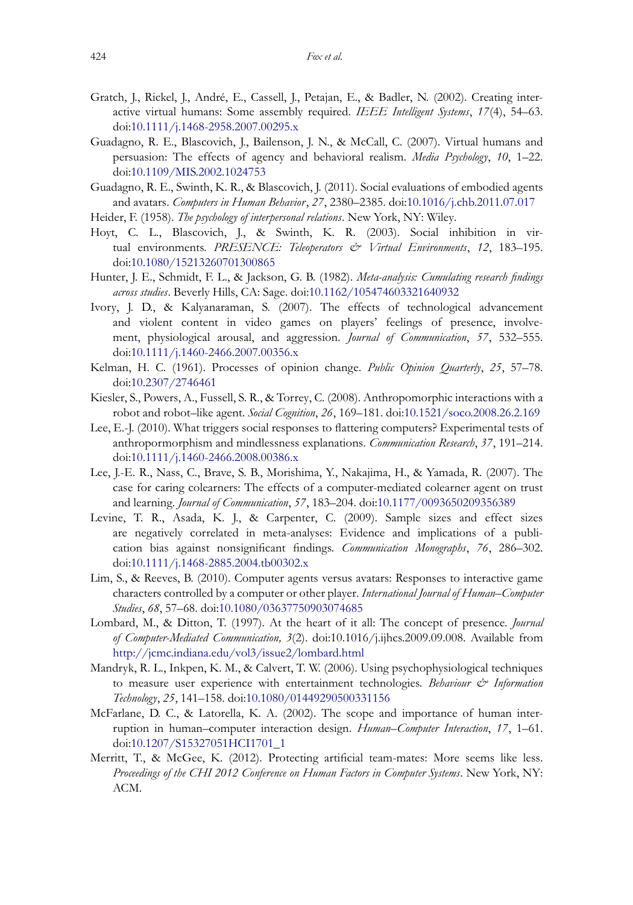Gratch, J., Rickel, J., André, E., Cassell, J., Petajan, E., & Badler, N. (2002). Creating interactive virtual humans: Some assembly required. *IEEE Intelligent Systems*, *17*(4), 54–63. doi:10.1111/j.1468-2958.2007.00295.x

Guadagno, R. E., Blascovich, J., Bailenson, J. N., & McCall, C. (2007). Virtual humans and persuasion: The effects of agency and behavioral realism. *Media Psychology*, *10*, 1–22. doi:10.1109/MIS.2002.1024753

Guadagno, R. E., Swinth, K. R., & Blascovich, J. (2011). Social evaluations of embodied agents and avatars. *Computers in Human Behavior*, *27*, 2380–2385. doi:10.1016/j.chb.2011.07.017

Heider, F. (1958). *The psychology of interpersonal relations*. New York, NY: Wiley.

Hoyt, C. L., Blascovich, J., & Swinth, K. R. (2003). Social inhibition in virtual environments. *PRESENCE: Teleoperators & Virtual Environments*, *12*, 183–195. doi:10.1080/15213260701300865

Hunter, J. E., Schmidt, F. L., & Jackson, G. B. (1982). *Meta-analysis: Cumulating research findings across studies*. Beverly Hills, CA: Sage. doi:10.1162/105474603321640932

Ivory, J. D., & Kalyanaraman, S. (2007). The effects of technological advancement and violent content in video games on players' feelings of presence, involvement, physiological arousal, and aggression. *Journal of Communication*, *57*, 532–555. doi:10.1111/j.1460-2466.2007.00356.x

Kelman, H. C. (1961). Processes of opinion change. *Public Opinion Quarterly*, *25*, 57–78. doi:10.2307/2746461

Kiesler, S., Powers, A., Fussell, S. R., & Torrey, C. (2008). Anthropomorphic interactions with a robot and robot–like agent. *Social Cognition*, *26*, 169–181. doi:10.1521/soco.2008.26.2.169

Lee, E.-J. (2010). What triggers social responses to flattering computers? Experimental tests of anthropormorphism and mindlessness explanations. *Communication Research*, *37*, 191–214. doi:10.1111/j.1460-2466.2008.00386.x

Lee, J.-E. R., Nass, C., Brave, S. B., Morishima, Y., Nakajima, H., & Yamada, R. (2007). The case for caring colearners: The effects of a computer-mediated colearner agent on trust and learning. *Journal of Communication*, *57*, 183–204. doi:10.1177/0093650209356389

Levine, T. R., Asada, K. J., & Carpenter, C. (2009). Sample sizes and effect sizes are negatively correlated in meta-analyses: Evidence and implications of a publication bias against nonsignificant findings. *Communication Monographs*, *76*, 286–302. doi:10.1111/j.1468-2885.2004.tb00302.x

Lim, S., & Reeves, B. (2010). Computer agents versus avatars: Responses to interactive game characters controlled by a computer or other player. *International Journal of Human–Computer Studies*, *68*, 57–68. doi:10.1080/03637750903074685

Lombard, M., & Ditton, T. (1997). At the heart of it all: The concept of presence. *Journal of Computer-Mediated Communication, 3*(2). doi:10.1016/j.ijhcs.2009.09.008. Available from http://jcmc.indiana.edu/vol3/issue2/lombard.html

Mandryk, R. L., Inkpen, K. M., & Calvert, T. W. (2006). Using psychophysiological techniques to measure user experience with entertainment technologies. *Behaviour & Information Technology*, *25*, 141–158. doi:10.1080/01449290500331156

McFarlane, D. C., & Latorella, K. A. (2002). The scope and importance of human interruption in human–computer interaction design. *Human–Computer Interaction*, *17*, 1–61. doi:10.1207/S15327051HCI1701_1

Merritt, T., & McGee, K. (2012). Protecting artificial team-mates: More seems like less. *Proceedings of the CHI 2012 Conference on Human Factors in Computer Systems*. New York, NY: ACM.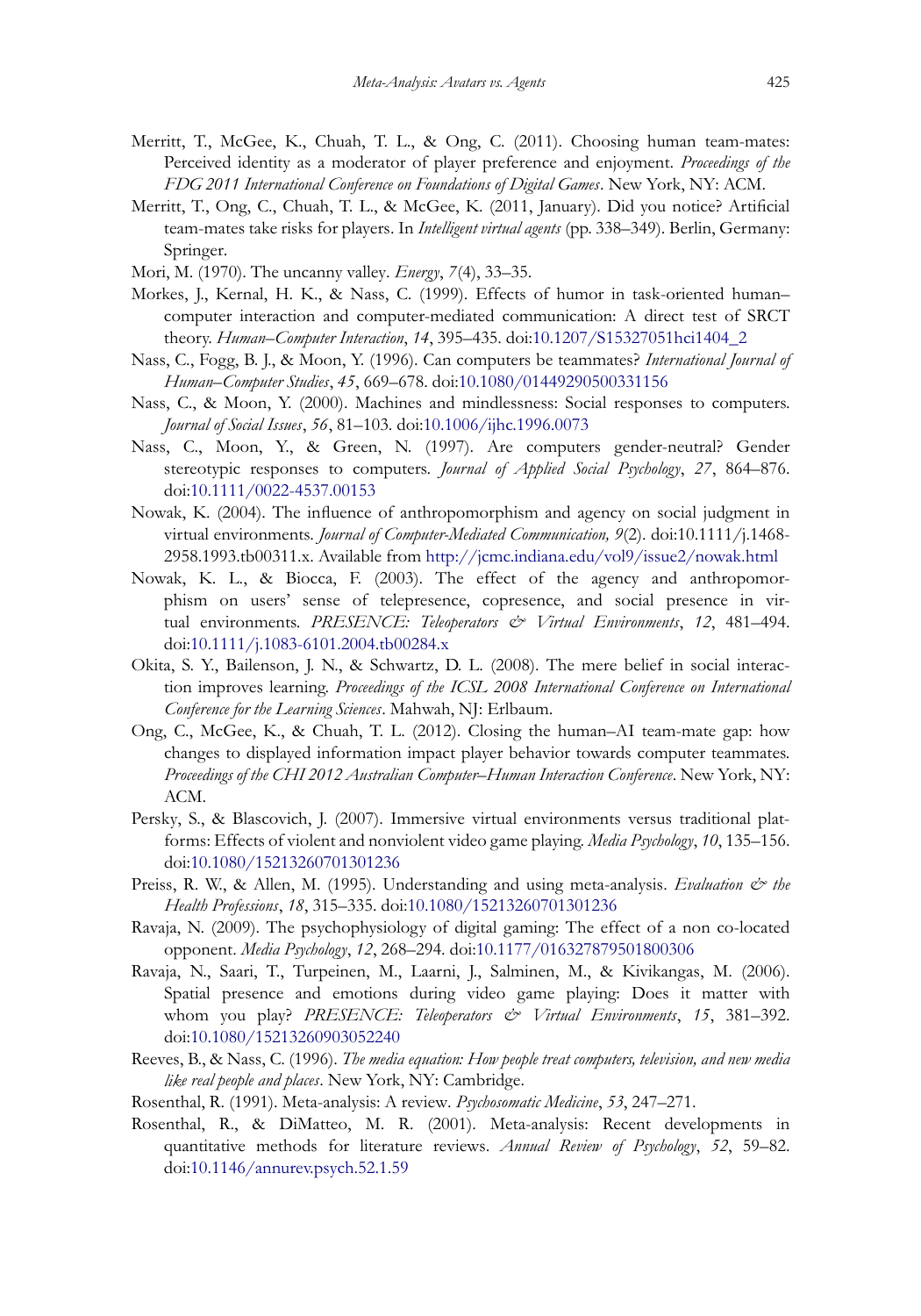Merritt, T., McGee, K., Chuah, T. L., & Ong, C. (2011). Choosing human team-mates: Perceived identity as a moderator of player preference and enjoyment. *Proceedings of the FDG 2011 International Conference on Foundations of Digital Games*. New York, NY: ACM.

Merritt, T., Ong, C., Chuah, T. L., & McGee, K. (2011, January). Did you notice? Artificial team-mates take risks for players. In *Intelligent virtual agents* (pp. 338–349). Berlin, Germany: Springer.

Mori, M. (1970). The uncanny valley. *Energy*, *7*(4), 33–35.

Morkes, J., Kernal, H. K., & Nass, C. (1999). Effects of humor in task-oriented human–computer interaction and computer-mediated communication: A direct test of SRCT theory. *Human–Computer Interaction*, *14*, 395–435. doi:10.1207/S15327051hci1404_2

Nass, C., Fogg, B. J., & Moon, Y. (1996). Can computers be teammates? *International Journal of Human–Computer Studies*, *45*, 669–678. doi:10.1080/01449290500331156

Nass, C., & Moon, Y. (2000). Machines and mindlessness: Social responses to computers. *Journal of Social Issues*, *56*, 81–103. doi:10.1006/ijhc.1996.0073

Nass, C., Moon, Y., & Green, N. (1997). Are computers gender-neutral? Gender stereotypic responses to computers. *Journal of Applied Social Psychology*, *27*, 864–876. doi:10.1111/0022-4537.00153

Nowak, K. (2004). The influence of anthropomorphism and agency on social judgment in virtual environments. *Journal of Computer-Mediated Communication, 9*(2). doi:10.1111/j.1468-2958.1993.tb00311.x. Available from http://jcmc.indiana.edu/vol9/issue2/nowak.html

Nowak, K. L., & Biocca, F. (2003). The effect of the agency and anthropomorphism on users' sense of telepresence, copresence, and social presence in virtual environments. *PRESENCE: Teleoperators & Virtual Environments*, *12*, 481–494. doi:10.1111/j.1083-6101.2004.tb00284.x

Okita, S. Y., Bailenson, J. N., & Schwartz, D. L. (2008). The mere belief in social interaction improves learning. *Proceedings of the ICSL 2008 International Conference on International Conference for the Learning Sciences*. Mahwah, NJ: Erlbaum.

Ong, C., McGee, K., & Chuah, T. L. (2012). Closing the human–AI team-mate gap: how changes to displayed information impact player behavior towards computer teammates. *Proceedings of the CHI 2012 Australian Computer–Human Interaction Conference*. New York, NY: ACM.

Persky, S., & Blascovich, J. (2007). Immersive virtual environments versus traditional platforms: Effects of violent and nonviolent video game playing. *Media Psychology*, *10*, 135–156. doi:10.1080/15213260701301236

Preiss, R. W., & Allen, M. (1995). Understanding and using meta-analysis. *Evaluation & the Health Professions*, *18*, 315–335. doi:10.1080/15213260701301236

Ravaja, N. (2009). The psychophysiology of digital gaming: The effect of a non co-located opponent. *Media Psychology*, *12*, 268–294. doi:10.1177/016327879501800306

Ravaja, N., Saari, T., Turpeinen, M., Laarni, J., Salminen, M., & Kivikangas, M. (2006). Spatial presence and emotions during video game playing: Does it matter with whom you play? *PRESENCE: Teleoperators & Virtual Environments*, *15*, 381–392. doi:10.1080/15213260903052240

Reeves, B., & Nass, C. (1996). *The media equation: How people treat computers, television, and new media like real people and places*. New York, NY: Cambridge.

Rosenthal, R. (1991). Meta-analysis: A review. *Psychosomatic Medicine*, *53*, 247–271.

Rosenthal, R., & DiMatteo, M. R. (2001). Meta-analysis: Recent developments in quantitative methods for literature reviews. *Annual Review of Psychology*, *52*, 59–82. doi:10.1146/annurev.psych.52.1.59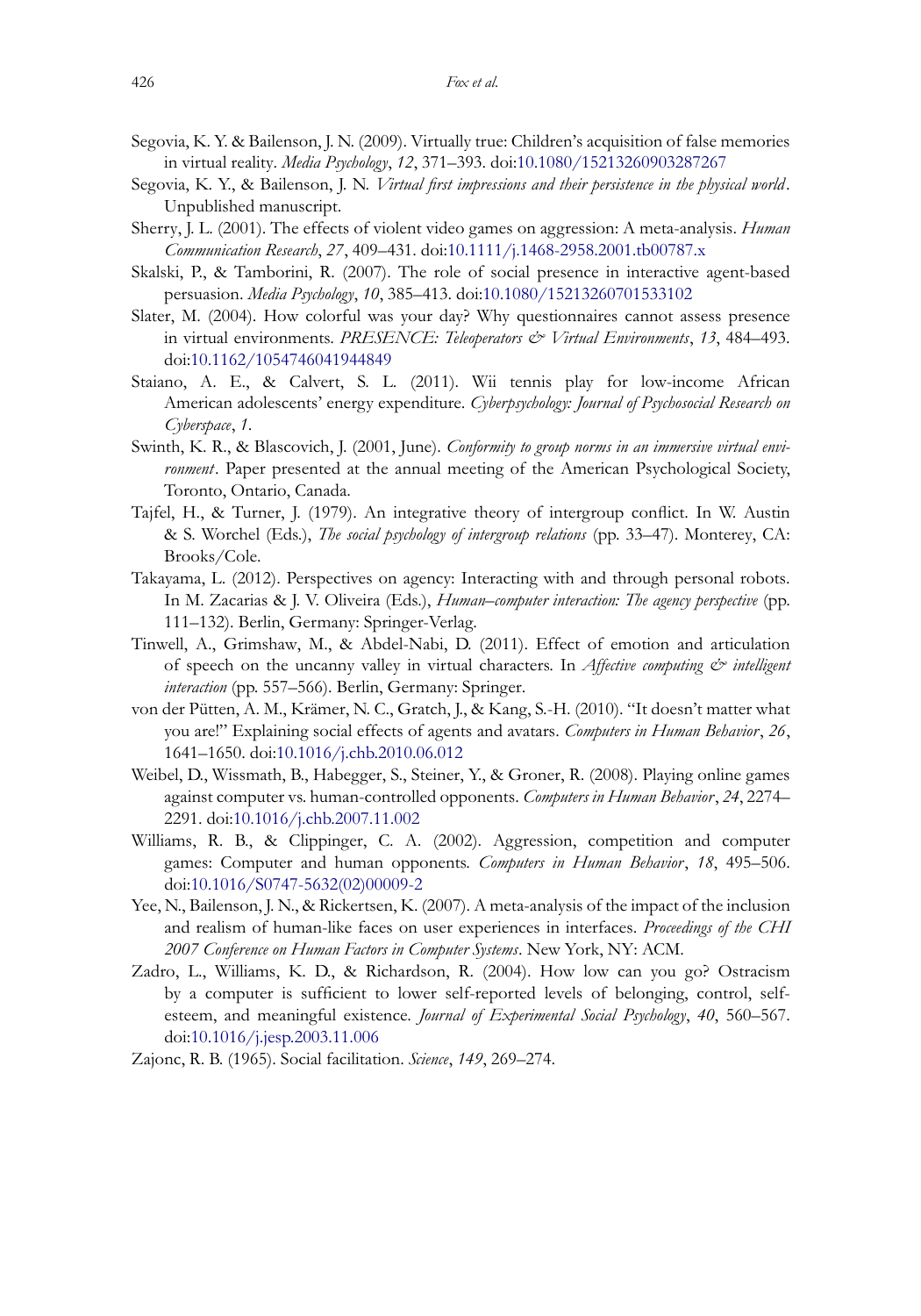Segovia, K. Y. & Bailenson, J. N. (2009). Virtually true: Children's acquisition of false memories in virtual reality. *Media Psychology*, *12*, 371–393. doi:10.1080/15213260903287267

Segovia, K. Y., & Bailenson, J. N. *Virtual first impressions and their persistence in the physical world*. Unpublished manuscript.

Sherry, J. L. (2001). The effects of violent video games on aggression: A meta-analysis. *Human Communication Research*, *27*, 409–431. doi:10.1111/j.1468-2958.2001.tb00787.x

Skalski, P., & Tamborini, R. (2007). The role of social presence in interactive agent-based persuasion. *Media Psychology*, *10*, 385–413. doi:10.1080/15213260701533102

Slater, M. (2004). How colorful was your day? Why questionnaires cannot assess presence in virtual environments. *PRESENCE: Teleoperators & Virtual Environments*, *13*, 484–493. doi:10.1162/1054746041944849

Staiano, A. E., & Calvert, S. L. (2011). Wii tennis play for low-income African American adolescents' energy expenditure. *Cyberpsychology: Journal of Psychosocial Research on Cyberspace*, *1*.

Swinth, K. R., & Blascovich, J. (2001, June). *Conformity to group norms in an immersive virtual environment*. Paper presented at the annual meeting of the American Psychological Society, Toronto, Ontario, Canada.

Tajfel, H., & Turner, J. (1979). An integrative theory of intergroup conflict. In W. Austin & S. Worchel (Eds.), *The social psychology of intergroup relations* (pp. 33–47). Monterey, CA: Brooks/Cole.

Takayama, L. (2012). Perspectives on agency: Interacting with and through personal robots. In M. Zacarias & J. V. Oliveira (Eds.), *Human–computer interaction: The agency perspective* (pp. 111–132). Berlin, Germany: Springer-Verlag.

Tinwell, A., Grimshaw, M., & Abdel-Nabi, D. (2011). Effect of emotion and articulation of speech on the uncanny valley in virtual characters. In *Affective computing & intelligent interaction* (pp. 557–566). Berlin, Germany: Springer.

von der Pütten, A. M., Krämer, N. C., Gratch, J., & Kang, S.-H. (2010). "It doesn't matter what you are!" Explaining social effects of agents and avatars. *Computers in Human Behavior*, *26*, 1641–1650. doi:10.1016/j.chb.2010.06.012

Weibel, D., Wissmath, B., Habegger, S., Steiner, Y., & Groner, R. (2008). Playing online games against computer vs. human-controlled opponents. *Computers in Human Behavior*, *24*, 2274–2291. doi:10.1016/j.chb.2007.11.002

Williams, R. B., & Clippinger, C. A. (2002). Aggression, competition and computer games: Computer and human opponents. *Computers in Human Behavior*, *18*, 495–506. doi:10.1016/S0747-5632(02)00009-2

Yee, N., Bailenson, J. N., & Rickertsen, K. (2007). A meta-analysis of the impact of the inclusion and realism of human-like faces on user experiences in interfaces. *Proceedings of the CHI 2007 Conference on Human Factors in Computer Systems*. New York, NY: ACM.

Zadro, L., Williams, K. D., & Richardson, R. (2004). How low can you go? Ostracism by a computer is sufficient to lower self-reported levels of belonging, control, self-esteem, and meaningful existence. *Journal of Experimental Social Psychology*, *40*, 560–567. doi:10.1016/j.jesp.2003.11.006

Zajonc, R. B. (1965). Social facilitation. *Science*, *149*, 269–274.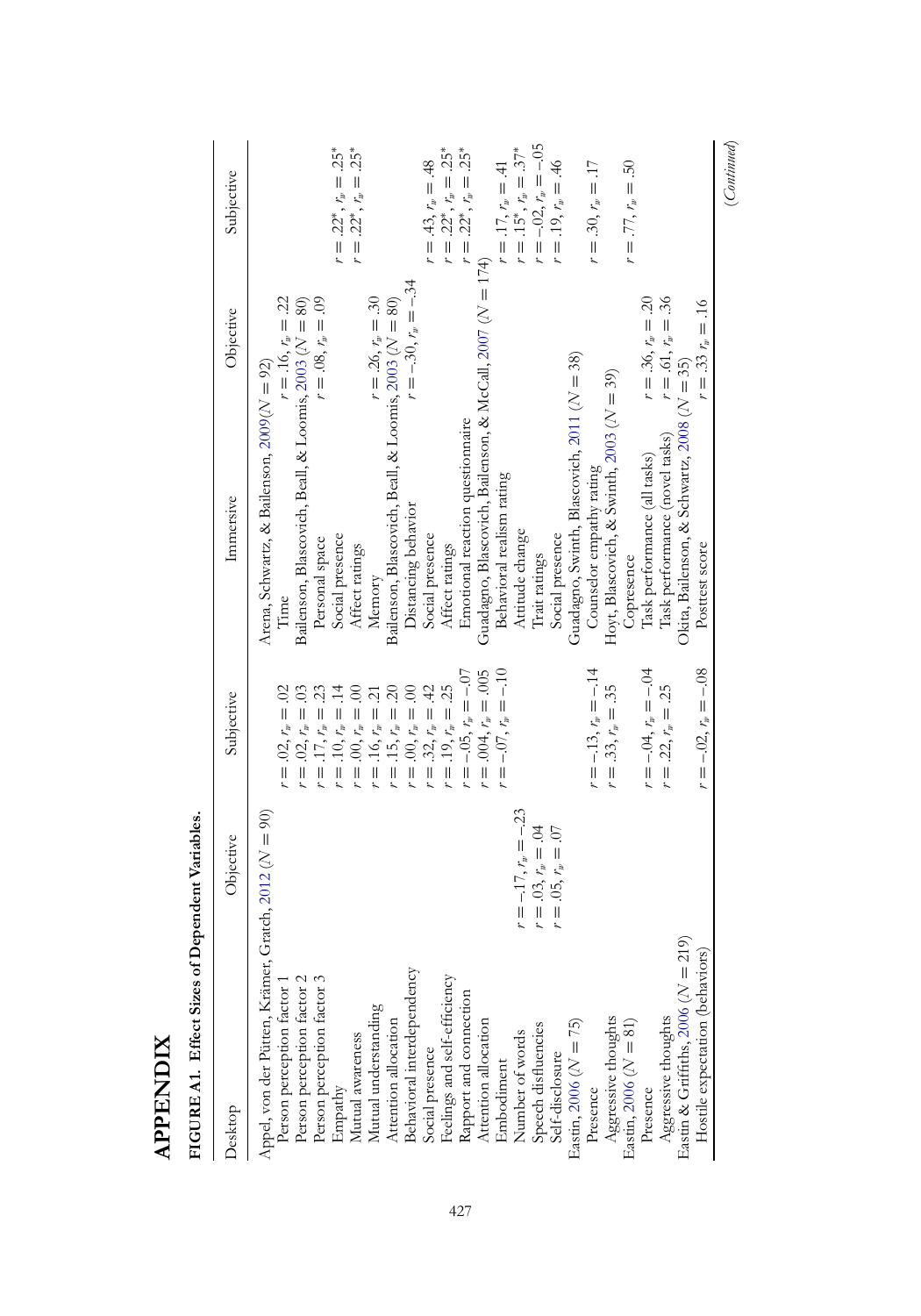# APPENDIX

**FIGURE A1. Effect Sizes of Dependent Variables.**

| Desktop | Objective | Subjective | Immersive | Objective | Subjective |
|---|---|---|---|---|---|
| Appel, von der Pütten, Krämer, Gratch, 2012 ($N = 90$) | | | Arena, Schwartz, & Bailenson, 2009($N = 92$) | | |
| Person perception factor 1 | | $r = .02$, $r_w = .02$ | Time | $r = .16$, $r_w = .22$ | |
| Person perception factor 2 | | $r = .02$, $r_w = .03$ | Bailenson, Blascovich, Beall, & Loomis, 2003 ($N = 80$) | | |
| Person perception factor 3 | | $r = .17$, $r_w = .23$ | Personal space | $r = .08$, $r_w = .09$ | |
| Empathy | | $r = .10$, $r_w = .14$ | Social presence | | $r = .22^*$, $r_w = .25^*$ |
| Mutual awareness | | $r = .00$, $r_w = .00$ | Affect ratings | | $r = .22^*$, $r_w = .25^*$ |
| Mutual understanding | | $r = .16$, $r_w = .21$ | Memory | $r = .26$, $r_w = .30$ | |
| Attention allocation | | $r = .15$, $r_w = .20$ | Bailenson, Blascovich, Beall, & Loomis, 2003 ($N = 80$) | | |
| Behavioral interdependency | | $r = .00$, $r_w = .00$ | Distancing behavior | $r = -.30$, $r_w = -.34$ | |
| Social presence | | $r = .32$, $r_w = .42$ | Social presence | | $r = .43$, $r_w = .48$ |
| Feelings and self-efficiency | | $r = .19$, $r_w = .25$ | Affect ratings | | $r = .22^*$, $r_w = .25^*$ |
| Rapport and connection | | $r = -.05$, $r_w = -.07$ | Emotional reaction questionnaire | | $r = .22^*$, $r_w = .25^*$ |
| Attention allocation | | $r = .004$, $r_w = .005$ | Guadagno, Blascovich, Bailenson, & McCall, 2007 ($N = 174$) | | |
| Embodiment | | $r = -.07$, $r_w = -.10$ | Behavioral realism rating | | $r = .17$, $r_w = .41$ |
| Number of words | $r = -.17$, $r_w = -.23$ | | Attitude change | | $r = .15^*$, $r_w = .37^*$ |
| Speech disfluencies | $r = .03$, $r_w = .04$ | | Trait ratings | | $r = -.02$, $r_w = -.05$ |
| Self-disclosure | $r = .05$, $r_w = .07$ | | Social presence | | $r = .19$, $r_w = .46$ |
| Eastin, 2006 ($N = 75$) | | | Guadagno, Swinth, Blascovich, 2011 ($N = 38$) | | |
| Presence | | $r = -.13$, $r_w = -.14$ | Counselor empathy rating | | $r = .30$, $r_w = .17$ |
| Aggressive thoughts | | $r = .33$, $r_w = .35$ | Hoyt, Blascovich, & Swinth, 2003 ($N = 39$) | | |
| Eastin, 2006 ($N = 81$) | | | Copresence | | $r = .77$, $r_w = .50$ |
| Presence | | $r = -.04$, $r_w = -.04$ | Task performance (all tasks) | $r = .36$, $r_w = .20$ | |
| Aggressive thoughts | | $r = .22$, $r_w = .25$ | Task performance (novel tasks) | $r = .61$, $r_w = .36$ | |
| Eastin & Griffiths, 2006 ($N = 219$) | | | Okita, Bailenson, & Schwartz, 2008 ($N = 35$) | | |
| Hostile expectation (behaviors) | | $r = -.02$, $r_w = -.08$ | Posttest score | $r = .33$ $r_w = .16$ | |

(*Continued*)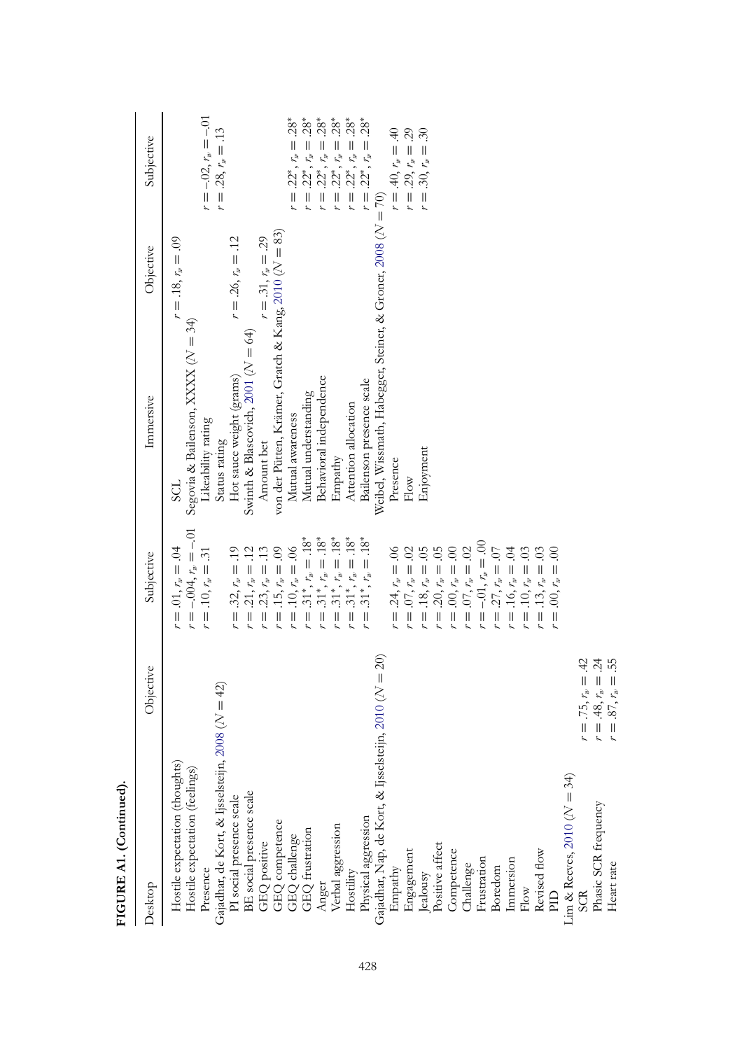**FIGURE A1. (Continued).**

| Desktop | Objective | Subjective | Immersive | Objective | Subjective |
|---|---|---|---|---|---|
| Hostile expectation (thoughts) | | $r = .01, r_w = .04$ | SCL | $r = .18, r_w = .09$ | |
| Hostile expectation (feelings) | | $r = -.004, r_w = -.01$ | Segovia & Bailenson, XXXX ($N = 34$) | | |
| Presence | | $r = .10, r_w = .31$ | Likeability rating | | $r = -.02, r_w = -.01$ |
| Gajadhar, de Kort, & Ijsselsteijn, 2008 ($N = 42$) | | | Status rating | | $r = .28, r_w = .13$ |
| PI social presence scale | | $r = .32, r_w = .19$ | Hot sauce weight (grams) | $r = .26, r_w = .12$ | |
| BE social presence scale | | $r = .21, r_w = .12$ | Swinth & Blascovich, 2001 ($N = 64$) | | |
| GEQ positive | | $r = .23, r_w = .13$ | Amount bet | $r = .31, r_w = .29$ | |
| GEQ competence | | $r = .15, r_w = .09$ | von der Pütten, Krämer, Gratch & Kang, 2010 ($N = 83$) | | |
| GEQ challenge | | $r = .10, r_w = .06$ | Mutual awareness | | $r = .22^*, r_w = .28^*$ |
| GEQ frustration | | $r = .31^*, r_w = .18^*$ | Mutual understanding | | $r = .22^*, r_w = .28^*$ |
| Anger | | $r = .31^*, r_w = .18^*$ | Behavioral independence | | $r = .22^*, r_w = .28^*$ |
| Verbal aggression | | $r = .31^*, r_w = .18^*$ | Empathy | | $r = .22^*, r_w = .28^*$ |
| Hostility | | $r = .31^*, r_w = .18^*$ | Attention allocation | | $r = .22^*, r_w = .28^*$ |
| Physical aggression | | $r = .31^*, r_w = .18^*$ | Bailenson presence scale | | $r = .22^*, r_w = .28^*$ |
| Gajadhar, Nap, de Kort, & Ijsselsteijn, 2010 ($N = 20$) | | | Weibel, Wissmath, Habegger, Steiner, & Groner, 2008 ($N = 70$) | | |
| Empathy | | $r = .24, r_w = .06$ | Presence | | $r = .40, r_w = .40$ |
| Engagement | | $r = .07, r_w = .02$ | Flow | | $r = .29, r_w = .29$ |
| Jealousy | | $r = .18, r_w = .05$ | Enjoyment | | $r = .30, r_w = .30$ |
| Positive affect | | $r = .20, r_w = .05$ | | | |
| Competence | | $r = .00, r_w = .00$ | | | |
| Challenge | | $r = .07, r_w = .02$ | | | |
| Frustration | | $r = -.01, r_w = .00$ | | | |
| Boredom | | $r = .27, r_w = .07$ | | | |
| Immersion | | $r = .16, r_w = .04$ | | | |
| Flow | | $r = .10, r_w = .03$ | | | |
| Revised flow | | $r = .13, r_w = .03$ | | | |
| PID | | $r = .00, r_w = .00$ | | | |
| Lim & Reeves, 2010 ($N = 34$) | | | | | |
| SCR | $r = .75, r_w = .42$ | | | | |
| Phasic SCR frequency | $r = .48, r_w = .24$ | | | | |
| Heart rate | $r = .87, r_w = .55$ | | | | |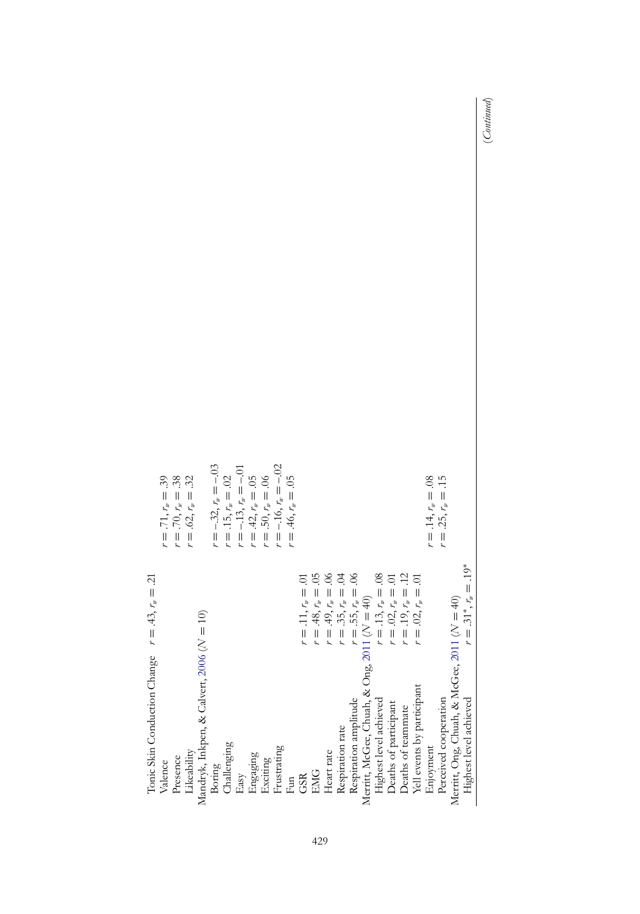| | | |
|---|---|---|
| Tonic Skin Conduction Change | $r = .43$, $r_w = .21$ | |
| Valence | | $r = .71$, $r_w = .39$ |
| Presence | | $r = .70$, $r_w = .38$ |
| Likeability | | $r = .62$, $r_w = .32$ |
| Mandryk, Inkpen, & Calvert, 2006 ($N = 10$) | | |
| Boring | | $r = -.32$, $r_w = -.03$ |
| Challenging | | $r = .15$, $r_w = .02$ |
| Easy | | $r = -.13$, $r_w = -.01$ |
| Engaging | | $r = .42$, $r_w = .05$ |
| Exciting | | $r = .50$, $r_w = .06$ |
| Frustrating | | $r = -.16$, $r_w = -.02$ |
| Fun | | $r = .46$, $r_w = .05$ |
| GSR | $r = .11$, $r_w = .01$ | |
| EMG | $r = .48$, $r_w = .05$ | |
| Heart rate | $r = .49$, $r_w = .06$ | |
| Respiration rate | $r = .35$, $r_w = .04$ | |
| Respiration amplitude | $r = .55$, $r_w = .06$ | |
| Merritt, McGee, Chuah, & Ong, 2011 ($N = 40$) | | |
| Highest level achieved | $r = .13$, $r_w = .08$ | |
| Deaths of participant | $r = .02$, $r_w = .01$ | |
| Deaths of teammate | $r = .19$, $r_w = .12$ | |
| Yell events by participant | $r = .02$, $r_w = .01$ | |
| Enjoyment | | $r = .14$, $r_w = .08$ |
| Perceived cooperation | | $r = .25$, $r_w = .15$ |
| Merritt, Ong, Chuah, & McGee, 2011 ($N = 40$) | | |
| Highest level achieved | $r = .31^*$, $r_w = .19^*$ | |

(*Continued*)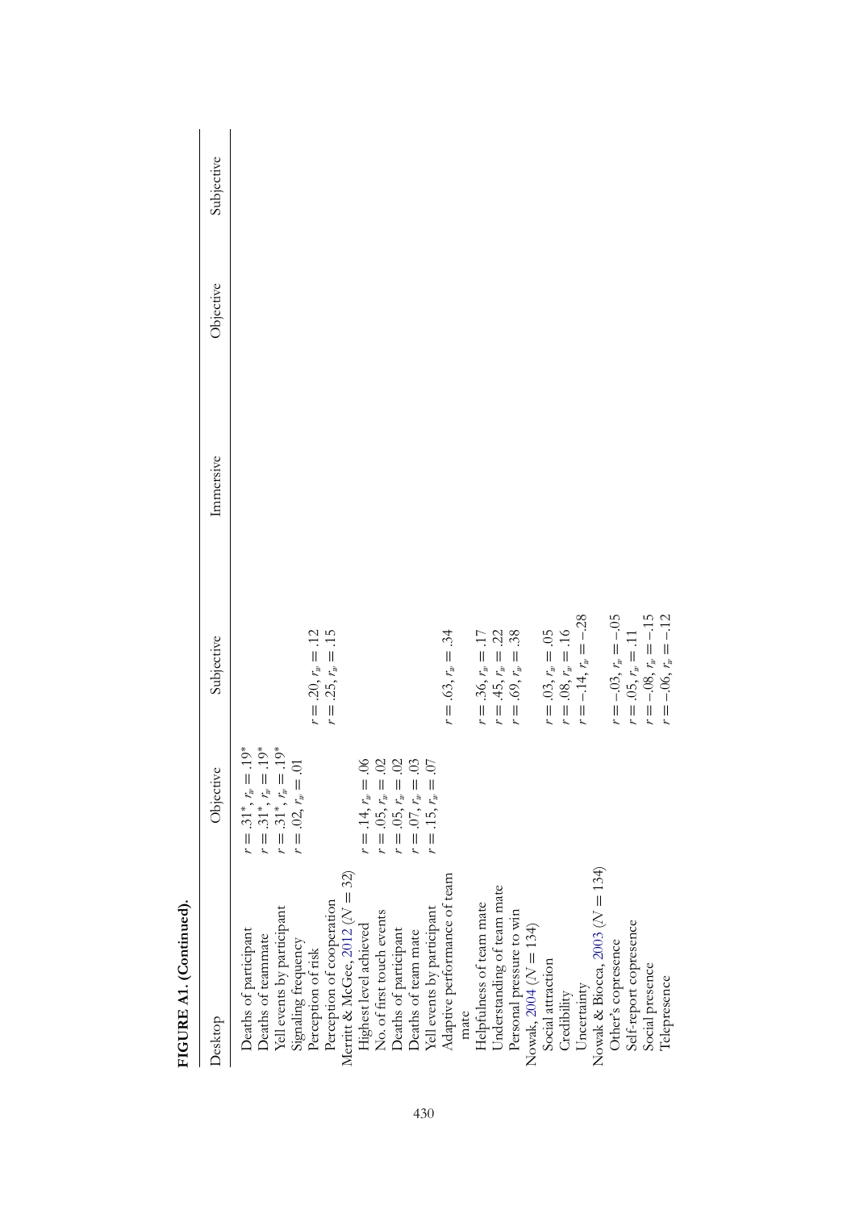**FIGURE A1. (Continued).**

| Desktop | Objective | Subjective | Immersive | Objective | Subjective |
|---|---|---|---|---|---|
| Deaths of participant | $r = .31^*, r_w = .19^*$ | | | | |
| Deaths of teammate | $r = .31^*, r_w = .19^*$ | | | | |
| Yell events by participant | $r = .31^*, r_w = .19^*$ | | | | |
| Signaling frequency | $r = .02, r_w = .01$ | | | | |
| Perception of risk | | $r = .20, r_w = .12$ | | | |
| Perception of cooperation | | $r = .25, r_w = .15$ | | | |
| Merritt & McGee, 2012 ($N = 32$) | | | | | |
| Highest level achieved | $r = .14, r_w = .06$ | | | | |
| No. of first touch events | $r = .05, r_w = .02$ | | | | |
| Deaths of participant | $r = .05, r_w = .02$ | | | | |
| Deaths of team mate | $r = .07, r_w = .03$ | | | | |
| Yell events by participant | $r = .15, r_w = .07$ | | | | |
| Adaptive performance of team mate | | $r = .63, r_w = .34$ | | | |
| Helpfulness of team mate | | $r = .36, r_w = .17$ | | | |
| Understanding of team mate | | $r = .45, r_w = .22$ | | | |
| Personal pressure to win | | $r = .69, r_w = .38$ | | | |
| Nowak, 2004 ($N = 134$) | | | | | |
| Social attraction | | $r = .03, r_w = .05$ | | | |
| Credibility | | $r = .08, r_w = .16$ | | | |
| Uncertainty | | $r = -.14, r_w = -.28$ | | | |
| Nowak & Biocca, 2003 ($N = 134$) | | | | | |
| Other's copresence | | $r = -.03, r_w = -.05$ | | | |
| Self-report copresence | | $r = .05, r_w = .11$ | | | |
| Social presence | | $r = -.08, r_w = -.15$ | | | |
| Telepresence | | $r = -.06, r_w = -.12$ | | | |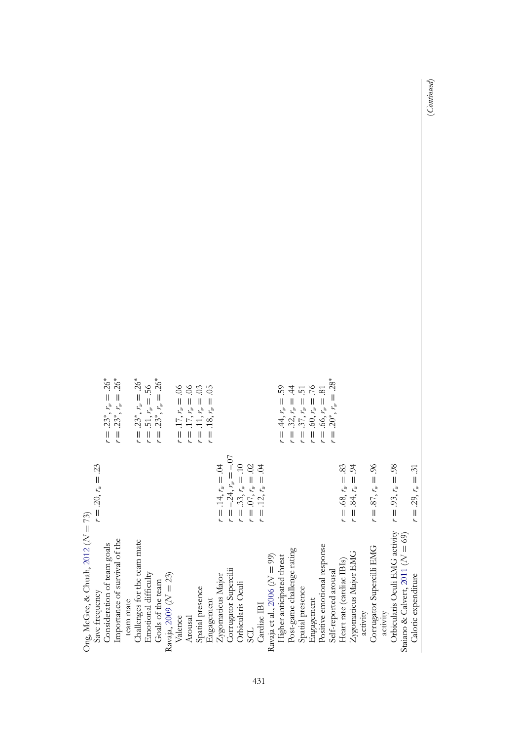| | | |
|---|---|---|
| Ong, McGee, & Chuah, 2012 ($N = 73$) | | |
| Save frequency | $r = .20, r_w = .23$ | |
| Consideration of team goals | | $r = .23^*, r_w = .26^*$ |
| Importance of survival of the team mate | | $r = .23^*, r_w = .26^*$ |
| Challenges for the team mate | | $r = .23^*, r_w = .26^*$ |
| Emotional difficulty | | $r = .51, r_w = .56$ |
| Goals of the team | | $r = .23^*, r_w = .26^*$ |
| Ravaja, 2009 ($N = 23$) | | |
| Valence | | $r = .17, r_w = .06$ |
| Arousal | | $r = .17, r_w = .06$ |
| Spatial presence | | $r = .11, r_w = .03$ |
| Engagement | | $r = .18, r_w = .05$ |
| Zygomaticus Major | $r = .14, r_w = .04$ | |
| Corrugator Supercilii | $r = -.24, r_w = -.07$ | |
| Orbicularis Oculi | $r = .33, r_w = .10$ | |
| SCL | $r = .07, r_w = .02$ | |
| Cardiac IBI | $r = .12, r_w = .04$ | |
| Ravaja et al., 2006 ($N = 99$) | | |
| Higher anticipated threat | | $r = .44, r_w = .59$ |
| Post-game challenge rating | | $r = .32, r_w = .44$ |
| Spatial presence | | $r = .37, r_w = .51$ |
| Engagement | | $r = .60, r_w = .76$ |
| Positive emotional response | | $r = .66, r_w = .81$ |
| Self-reported arousal | | $r = .20^*, r_w = .28^*$ |
| Heart rate (cardiac IBIs) | $r = .68, r_w = .83$ | |
| Zygomaticus Major EMG activity | $r = .84, r_w = .94$ | |
| Corrugator Supercilli EMG activity | $r = .87, r_w = .96$ | |
| Orbicularis Oculi EMG activity | $r = .93, r_w = .98$ | |
| Staiano & Calvert, 2011 ($N = 69$) | | |
| Caloric expenditure | $r = .29, r_w = .31$ | |

(*Continued*)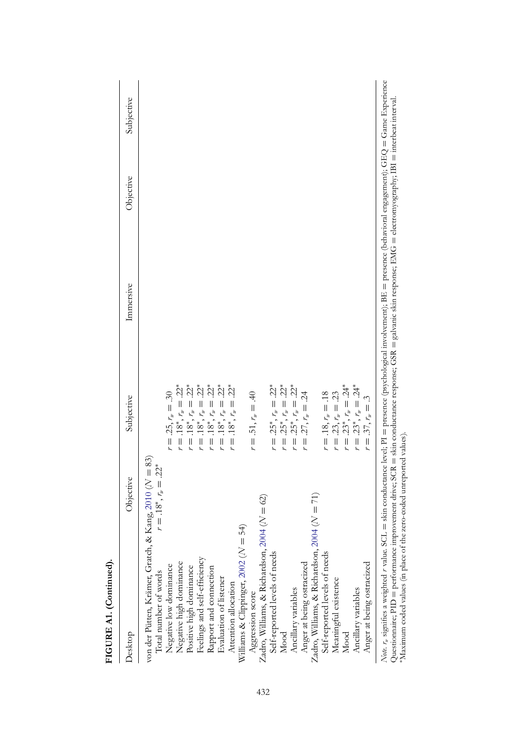**FIGURE A1. (Continued).**

| Desktop | Objective | Subjective | Immersive | Objective | Subjective |
|---|---|---|---|---|---|
| von der Pütten, Krämer, Gratch, & Kang, 2010 ($N = 83$) | | | | | |
| Total number of words | $r = .18^{*}, r_{w} = .22^{*}$ | | | | |
| Negative low dominance | | $r = .25, r_{w} = .30$ | | | |
| Negative high dominance | | $r = .18^{*}, r_{w} = .22^{*}$ | | | |
| Positive high dominance | | $r = .18^{*}, r_{w} = .22^{*}$ | | | |
| Feelings and self-efficiency | | $r = .18^{*}, r_{w} = .22^{*}$ | | | |
| Rapport and connection | | $r = .18^{*}, r_{w} = .22^{*}$ | | | |
| Evaluation of listener | | $r = .18^{*}, r_{w} = .22^{*}$ | | | |
| Attention allocation | | $r = .18^{*}, r_{w} = .22^{*}$ | | | |
| Williams & Clippinger, 2002 ($N = 54$) | | | | | |
| Aggression score | | $r = .51, r_{w} = .40$ | | | |
| Zadro, Williams, & Richardson, 2004 ($N = 62$) | | | | | |
| Self-reported levels of needs | | $r = .25^{*}, r_{w} = .22^{*}$ | | | |
| Mood | | $r = .25^{*}, r_{w} = .22^{*}$ | | | |
| Ancillary variables | | $r = .25^{*}, r_{w} = .22^{*}$ | | | |
| Anger at being ostracized | | $r = .27, r_{w} = .24$ | | | |
| Zadro, Williams, & Richardson, 2004 ($N = 71$) | | | | | |
| Self-reported levels of needs | | $r = .18, r_{w} = .18$ | | | |
| Meaningful existence | | $r = .23, r_{w} = .23$ | | | |
| Mood | | $r = .23^{*}, r_{w} = .24^{*}$ | | | |
| Ancillary variables | | $r = .23^{*}, r_{w} = .24^{*}$ | | | |
| Anger at being ostracized | | $r = .37, r_{w} = .3$ | | | |

*Note.* $r_{w}$ signifies a weighted *r* value. SCL = skin conductance level; PI = presence (psychological involvement); BE = presence (behavioral engagement); GEQ = Game Experience Questionnaire; PID = performance improvement drive; SCR = skin conductance response; GSR = galvanic skin response; EMG = electromyography; IBI = interbeat interval.
*Maximum coded values (in place of the zero-coded unreported values).